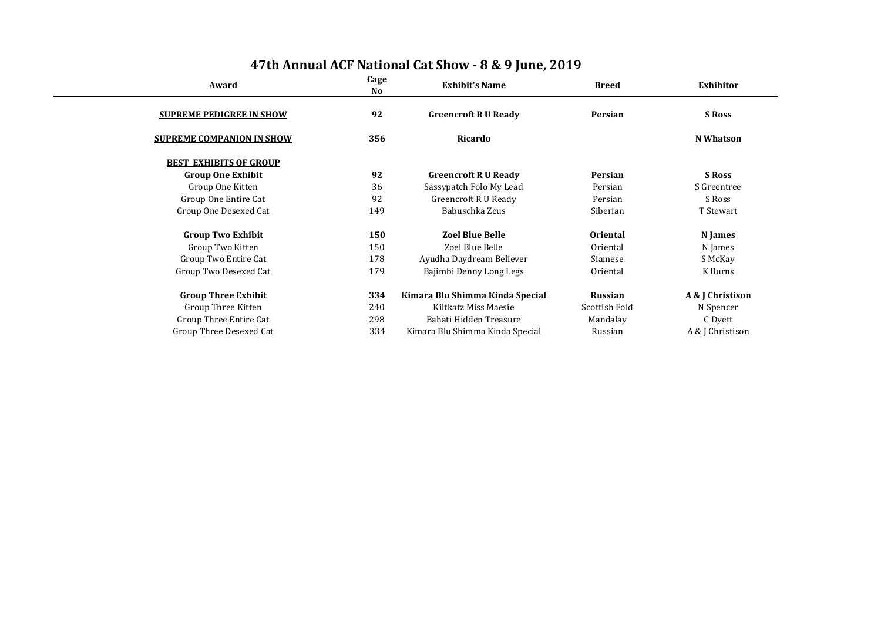# 47th Annual ACF National Cat Show - 8 & 9 June, 2019

| Award | Cage No | Exhibit's Name | Breed | Exhibitor |
|---|---|---|---|---|
| **SUPREME PEDIGREE IN SHOW** | **92** | **Greencroft R U Ready** | **Persian** | **S Ross** |
| **SUPREME COMPANION IN SHOW** | **356** | **Ricardo** | | **N Whatson** |
| **BEST EXHIBITS OF GROUP** | | | | |
| **Group One Exhibit** | **92** | **Greencroft R U Ready** | **Persian** | **S Ross** |
| Group One Kitten | 36 | Sassypatch Folo My Lead | Persian | S Greentree |
| Group One Entire Cat | 92 | Greencroft R U Ready | Persian | S Ross |
| Group One Desexed Cat | 149 | Babuschka Zeus | Siberian | T Stewart |
| **Group Two Exhibit** | **150** | **Zoel Blue Belle** | **Oriental** | **N James** |
| Group Two Kitten | 150 | Zoel Blue Belle | Oriental | N James |
| Group Two Entire Cat | 178 | Ayudha Daydream Believer | Siamese | S McKay |
| Group Two Desexed Cat | 179 | Bajimbi Denny Long Legs | Oriental | K Burns |
| **Group Three Exhibit** | **334** | **Kimara Blu Shimma Kinda Special** | **Russian** | **A & J Christison** |
| Group Three Kitten | 240 | Kiltkatz Miss Maesie | Scottish Fold | N Spencer |
| Group Three Entire Cat | 298 | Bahati Hidden Treasure | Mandalay | C Dyett |
| Group Three Desexed Cat | 334 | Kimara Blu Shimma Kinda Special | Russian | A & J Christison |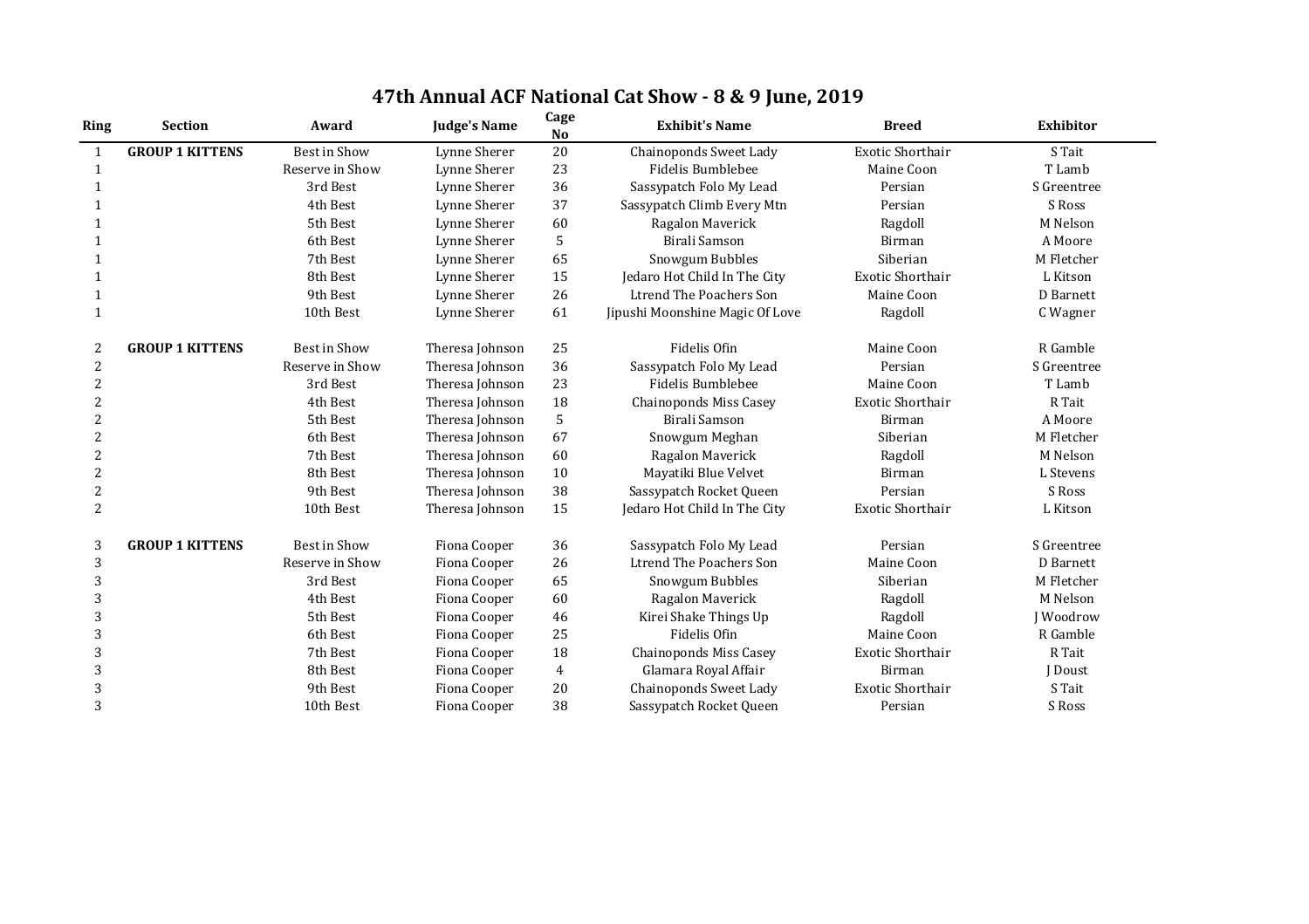# 47th Annual ACF National Cat Show - 8 & 9 June, 2019

| Ring | Section | Award | Judge's Name | Cage No | Exhibit's Name | Breed | Exhibitor |
|---|---|---|---|---|---|---|---|
| 1 | **GROUP 1 KITTENS** | Best in Show | Lynne Sherer | 20 | Chainoponds Sweet Lady | Exotic Shorthair | S Tait |
| 1 | | Reserve in Show | Lynne Sherer | 23 | Fidelis Bumblebee | Maine Coon | T Lamb |
| 1 | | 3rd Best | Lynne Sherer | 36 | Sassypatch Folo My Lead | Persian | S Greentree |
| 1 | | 4th Best | Lynne Sherer | 37 | Sassypatch Climb Every Mtn | Persian | S Ross |
| 1 | | 5th Best | Lynne Sherer | 60 | Ragalon Maverick | Ragdoll | M Nelson |
| 1 | | 6th Best | Lynne Sherer | 5 | Birali Samson | Birman | A Moore |
| 1 | | 7th Best | Lynne Sherer | 65 | Snowgum Bubbles | Siberian | M Fletcher |
| 1 | | 8th Best | Lynne Sherer | 15 | Jedaro Hot Child In The City | Exotic Shorthair | L Kitson |
| 1 | | 9th Best | Lynne Sherer | 26 | Ltrend The Poachers Son | Maine Coon | D Barnett |
| 1 | | 10th Best | Lynne Sherer | 61 | Jipushi Moonshine Magic Of Love | Ragdoll | C Wagner |
| 2 | **GROUP 1 KITTENS** | Best in Show | Theresa Johnson | 25 | Fidelis Ofin | Maine Coon | R Gamble |
| 2 | | Reserve in Show | Theresa Johnson | 36 | Sassypatch Folo My Lead | Persian | S Greentree |
| 2 | | 3rd Best | Theresa Johnson | 23 | Fidelis Bumblebee | Maine Coon | T Lamb |
| 2 | | 4th Best | Theresa Johnson | 18 | Chainoponds Miss Casey | Exotic Shorthair | R Tait |
| 2 | | 5th Best | Theresa Johnson | 5 | Birali Samson | Birman | A Moore |
| 2 | | 6th Best | Theresa Johnson | 67 | Snowgum Meghan | Siberian | M Fletcher |
| 2 | | 7th Best | Theresa Johnson | 60 | Ragalon Maverick | Ragdoll | M Nelson |
| 2 | | 8th Best | Theresa Johnson | 10 | Mayatiki Blue Velvet | Birman | L Stevens |
| 2 | | 9th Best | Theresa Johnson | 38 | Sassypatch Rocket Queen | Persian | S Ross |
| 2 | | 10th Best | Theresa Johnson | 15 | Jedaro Hot Child In The City | Exotic Shorthair | L Kitson |
| 3 | **GROUP 1 KITTENS** | Best in Show | Fiona Cooper | 36 | Sassypatch Folo My Lead | Persian | S Greentree |
| 3 | | Reserve in Show | Fiona Cooper | 26 | Ltrend The Poachers Son | Maine Coon | D Barnett |
| 3 | | 3rd Best | Fiona Cooper | 65 | Snowgum Bubbles | Siberian | M Fletcher |
| 3 | | 4th Best | Fiona Cooper | 60 | Ragalon Maverick | Ragdoll | M Nelson |
| 3 | | 5th Best | Fiona Cooper | 46 | Kirei Shake Things Up | Ragdoll | J Woodrow |
| 3 | | 6th Best | Fiona Cooper | 25 | Fidelis Ofin | Maine Coon | R Gamble |
| 3 | | 7th Best | Fiona Cooper | 18 | Chainoponds Miss Casey | Exotic Shorthair | R Tait |
| 3 | | 8th Best | Fiona Cooper | 4 | Glamara Royal Affair | Birman | J Doust |
| 3 | | 9th Best | Fiona Cooper | 20 | Chainoponds Sweet Lady | Exotic Shorthair | S Tait |
| 3 | | 10th Best | Fiona Cooper | 38 | Sassypatch Rocket Queen | Persian | S Ross |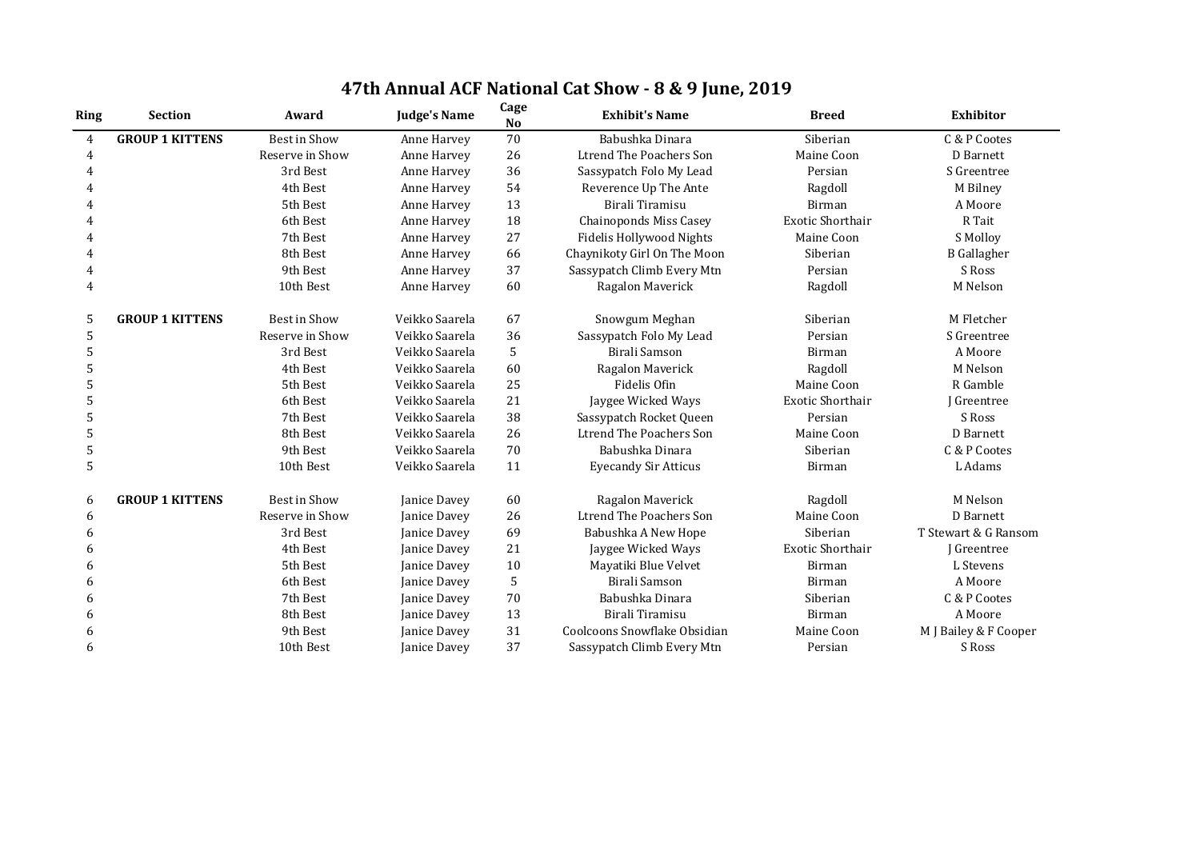# 47th Annual ACF National Cat Show - 8 & 9 June, 2019

| Ring | Section | Award | Judge's Name | Cage No | Exhibit's Name | Breed | Exhibitor |
|---|---|---|---|---|---|---|---|
| 4 | **GROUP 1 KITTENS** | Best in Show | Anne Harvey | 70 | Babushka Dinara | Siberian | C & P Cootes |
| 4 | | Reserve in Show | Anne Harvey | 26 | Ltrend The Poachers Son | Maine Coon | D Barnett |
| 4 | | 3rd Best | Anne Harvey | 36 | Sassypatch Folo My Lead | Persian | S Greentree |
| 4 | | 4th Best | Anne Harvey | 54 | Reverence Up The Ante | Ragdoll | M Bilney |
| 4 | | 5th Best | Anne Harvey | 13 | Birali Tiramisu | Birman | A Moore |
| 4 | | 6th Best | Anne Harvey | 18 | Chainoponds Miss Casey | Exotic Shorthair | R Tait |
| 4 | | 7th Best | Anne Harvey | 27 | Fidelis Hollywood Nights | Maine Coon | S Molloy |
| 4 | | 8th Best | Anne Harvey | 66 | Chaynikoty Girl On The Moon | Siberian | B Gallagher |
| 4 | | 9th Best | Anne Harvey | 37 | Sassypatch Climb Every Mtn | Persian | S Ross |
| 4 | | 10th Best | Anne Harvey | 60 | Ragalon Maverick | Ragdoll | M Nelson |
| 5 | **GROUP 1 KITTENS** | Best in Show | Veikko Saarela | 67 | Snowgum Meghan | Siberian | M Fletcher |
| 5 | | Reserve in Show | Veikko Saarela | 36 | Sassypatch Folo My Lead | Persian | S Greentree |
| 5 | | 3rd Best | Veikko Saarela | 5 | Birali Samson | Birman | A Moore |
| 5 | | 4th Best | Veikko Saarela | 60 | Ragalon Maverick | Ragdoll | M Nelson |
| 5 | | 5th Best | Veikko Saarela | 25 | Fidelis Ofin | Maine Coon | R Gamble |
| 5 | | 6th Best | Veikko Saarela | 21 | Jaygee Wicked Ways | Exotic Shorthair | J Greentree |
| 5 | | 7th Best | Veikko Saarela | 38 | Sassypatch Rocket Queen | Persian | S Ross |
| 5 | | 8th Best | Veikko Saarela | 26 | Ltrend The Poachers Son | Maine Coon | D Barnett |
| 5 | | 9th Best | Veikko Saarela | 70 | Babushka Dinara | Siberian | C & P Cootes |
| 5 | | 10th Best | Veikko Saarela | 11 | Eyecandy Sir Atticus | Birman | L Adams |
| 6 | **GROUP 1 KITTENS** | Best in Show | Janice Davey | 60 | Ragalon Maverick | Ragdoll | M Nelson |
| 6 | | Reserve in Show | Janice Davey | 26 | Ltrend The Poachers Son | Maine Coon | D Barnett |
| 6 | | 3rd Best | Janice Davey | 69 | Babushka A New Hope | Siberian | T Stewart & G Ransom |
| 6 | | 4th Best | Janice Davey | 21 | Jaygee Wicked Ways | Exotic Shorthair | J Greentree |
| 6 | | 5th Best | Janice Davey | 10 | Mayatiki Blue Velvet | Birman | L Stevens |
| 6 | | 6th Best | Janice Davey | 5 | Birali Samson | Birman | A Moore |
| 6 | | 7th Best | Janice Davey | 70 | Babushka Dinara | Siberian | C & P Cootes |
| 6 | | 8th Best | Janice Davey | 13 | Birali Tiramisu | Birman | A Moore |
| 6 | | 9th Best | Janice Davey | 31 | Coolcoons Snowflake Obsidian | Maine Coon | M J Bailey & F Cooper |
| 6 | | 10th Best | Janice Davey | 37 | Sassypatch Climb Every Mtn | Persian | S Ross |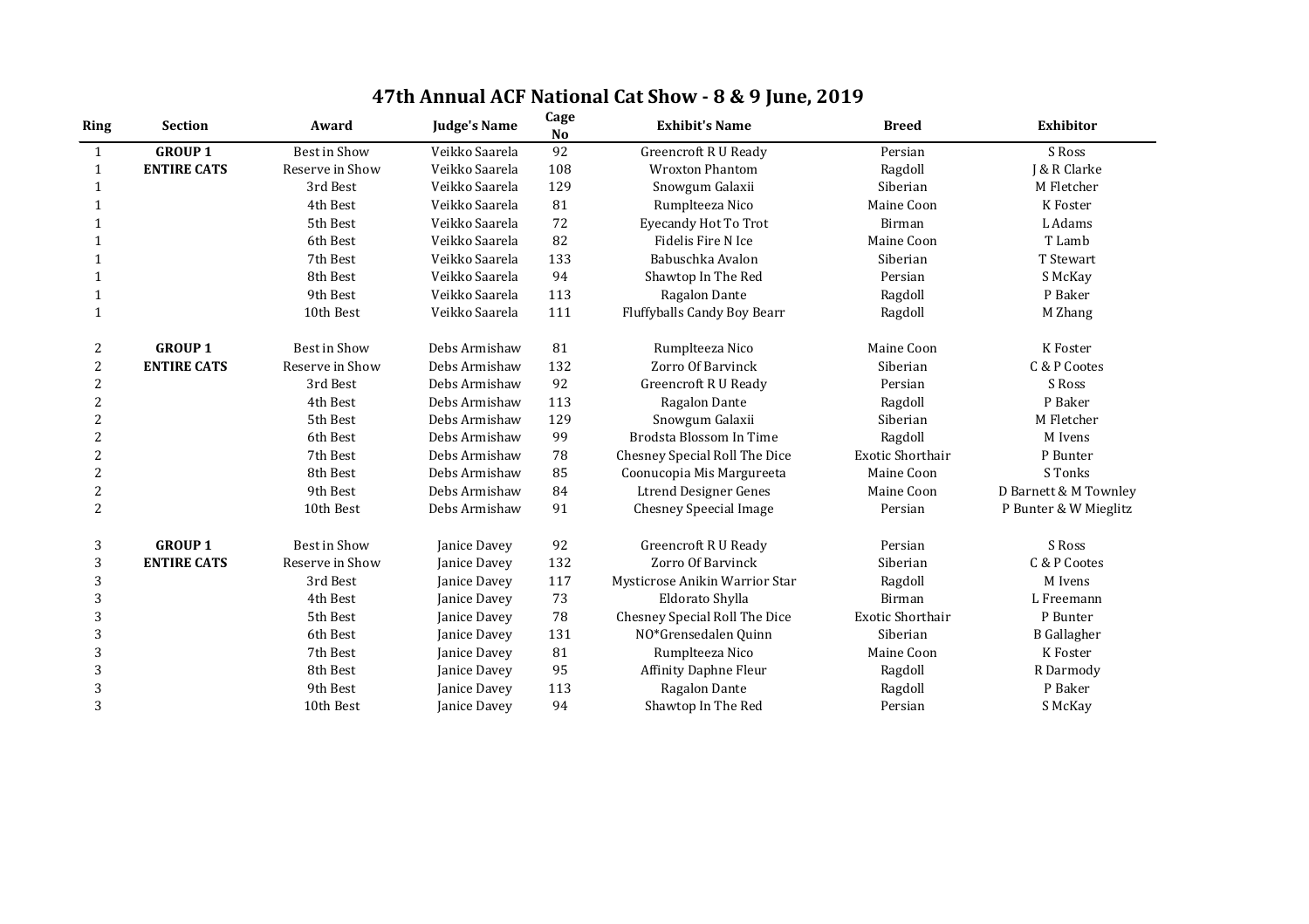# 47th Annual ACF National Cat Show - 8 & 9 June, 2019

| Ring | Section | Award | Judge's Name | Cage No | Exhibit's Name | Breed | Exhibitor |
|---|---|---|---|---|---|---|---|
| 1 | **GROUP 1** | Best in Show | Veikko Saarela | 92 | Greencroft R U Ready | Persian | S Ross |
| 1 | **ENTIRE CATS** | Reserve in Show | Veikko Saarela | 108 | Wroxton Phantom | Ragdoll | J & R Clarke |
| 1 | | 3rd Best | Veikko Saarela | 129 | Snowgum Galaxii | Siberian | M Fletcher |
| 1 | | 4th Best | Veikko Saarela | 81 | Rumplteeza Nico | Maine Coon | K Foster |
| 1 | | 5th Best | Veikko Saarela | 72 | Eyecandy Hot To Trot | Birman | L Adams |
| 1 | | 6th Best | Veikko Saarela | 82 | Fidelis Fire N Ice | Maine Coon | T Lamb |
| 1 | | 7th Best | Veikko Saarela | 133 | Babuschka Avalon | Siberian | T Stewart |
| 1 | | 8th Best | Veikko Saarela | 94 | Shawtop In The Red | Persian | S McKay |
| 1 | | 9th Best | Veikko Saarela | 113 | Ragalon Dante | Ragdoll | P Baker |
| 1 | | 10th Best | Veikko Saarela | 111 | Fluffyballs Candy Boy Bearr | Ragdoll | M Zhang |
| 2 | **GROUP 1** | Best in Show | Debs Armishaw | 81 | Rumplteeza Nico | Maine Coon | K Foster |
| 2 | **ENTIRE CATS** | Reserve in Show | Debs Armishaw | 132 | Zorro Of Barvinck | Siberian | C & P Cootes |
| 2 | | 3rd Best | Debs Armishaw | 92 | Greencroft R U Ready | Persian | S Ross |
| 2 | | 4th Best | Debs Armishaw | 113 | Ragalon Dante | Ragdoll | P Baker |
| 2 | | 5th Best | Debs Armishaw | 129 | Snowgum Galaxii | Siberian | M Fletcher |
| 2 | | 6th Best | Debs Armishaw | 99 | Brodsta Blossom In Time | Ragdoll | M Ivens |
| 2 | | 7th Best | Debs Armishaw | 78 | Chesney Special Roll The Dice | Exotic Shorthair | P Bunter |
| 2 | | 8th Best | Debs Armishaw | 85 | Coonucopia Mis Margureeta | Maine Coon | S Tonks |
| 2 | | 9th Best | Debs Armishaw | 84 | Ltrend Designer Genes | Maine Coon | D Barnett & M Townley |
| 2 | | 10th Best | Debs Armishaw | 91 | Chesney Speecial Image | Persian | P Bunter & W Mieglitz |
| 3 | **GROUP 1** | Best in Show | Janice Davey | 92 | Greencroft R U Ready | Persian | S Ross |
| 3 | **ENTIRE CATS** | Reserve in Show | Janice Davey | 132 | Zorro Of Barvinck | Siberian | C & P Cootes |
| 3 | | 3rd Best | Janice Davey | 117 | Mysticrose Anikin Warrior Star | Ragdoll | M Ivens |
| 3 | | 4th Best | Janice Davey | 73 | Eldorato Shylla | Birman | L Freemann |
| 3 | | 5th Best | Janice Davey | 78 | Chesney Special Roll The Dice | Exotic Shorthair | P Bunter |
| 3 | | 6th Best | Janice Davey | 131 | NO*Grensedalen Quinn | Siberian | B Gallagher |
| 3 | | 7th Best | Janice Davey | 81 | Rumplteeza Nico | Maine Coon | K Foster |
| 3 | | 8th Best | Janice Davey | 95 | Affinity Daphne Fleur | Ragdoll | R Darmody |
| 3 | | 9th Best | Janice Davey | 113 | Ragalon Dante | Ragdoll | P Baker |
| 3 | | 10th Best | Janice Davey | 94 | Shawtop In The Red | Persian | S McKay |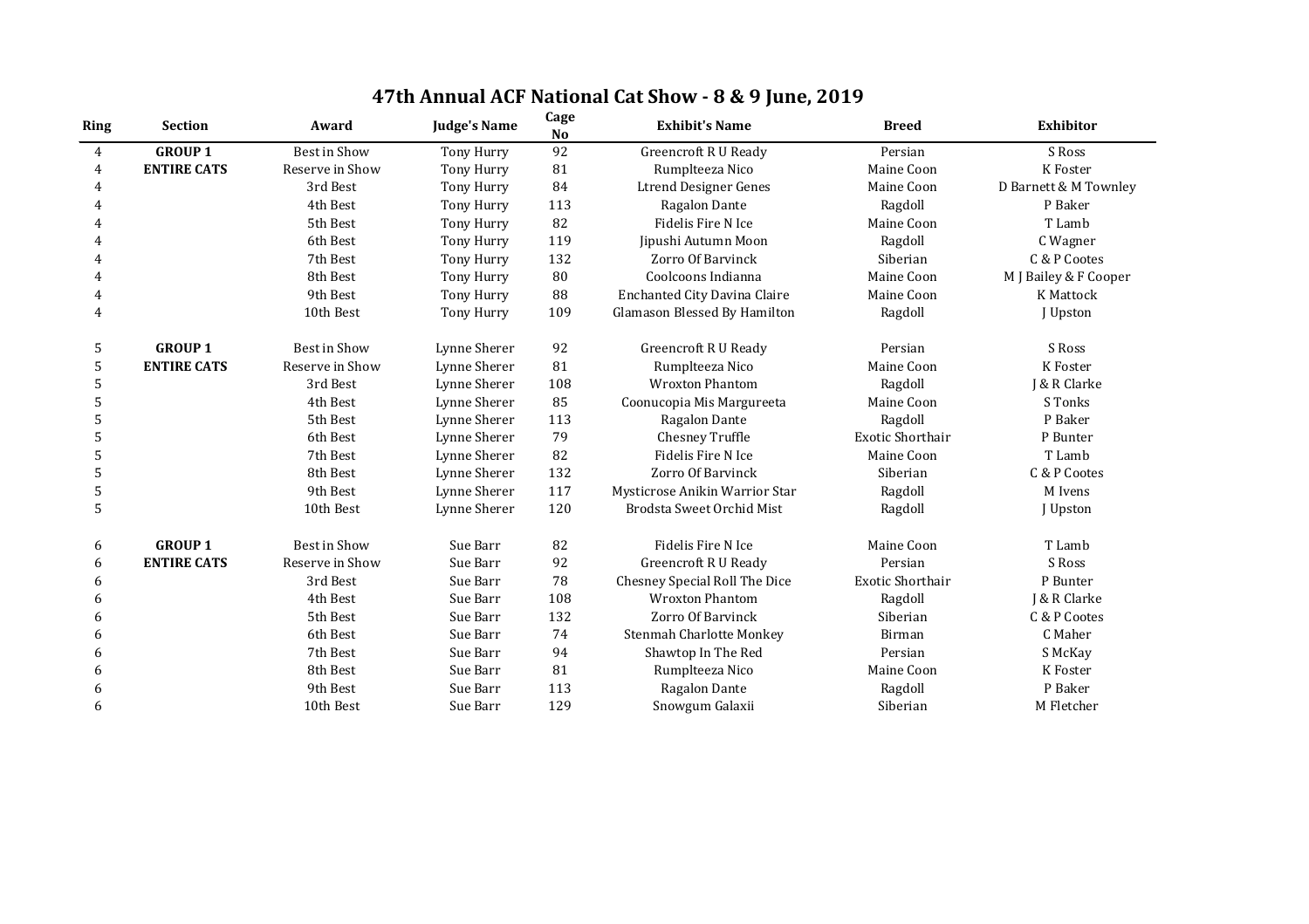# 47th Annual ACF National Cat Show - 8 & 9 June, 2019

| Ring | Section | Award | Judge's Name | Cage No | Exhibit's Name | Breed | Exhibitor |
|---|---|---|---|---|---|---|---|
| 4 | **GROUP 1** | Best in Show | Tony Hurry | 92 | Greencroft R U Ready | Persian | S Ross |
| 4 | **ENTIRE CATS** | Reserve in Show | Tony Hurry | 81 | Rumplteeza Nico | Maine Coon | K Foster |
| 4 | | 3rd Best | Tony Hurry | 84 | Ltrend Designer Genes | Maine Coon | D Barnett & M Townley |
| 4 | | 4th Best | Tony Hurry | 113 | Ragalon Dante | Ragdoll | P Baker |
| 4 | | 5th Best | Tony Hurry | 82 | Fidelis Fire N Ice | Maine Coon | T Lamb |
| 4 | | 6th Best | Tony Hurry | 119 | Jipushi Autumn Moon | Ragdoll | C Wagner |
| 4 | | 7th Best | Tony Hurry | 132 | Zorro Of Barvinck | Siberian | C & P Cootes |
| 4 | | 8th Best | Tony Hurry | 80 | Coolcoons Indianna | Maine Coon | M J Bailey & F Cooper |
| 4 | | 9th Best | Tony Hurry | 88 | Enchanted City Davina Claire | Maine Coon | K Mattock |
| 4 | | 10th Best | Tony Hurry | 109 | Glamason Blessed By Hamilton | Ragdoll | J Upston |
| 5 | **GROUP 1** | Best in Show | Lynne Sherer | 92 | Greencroft R U Ready | Persian | S Ross |
| 5 | **ENTIRE CATS** | Reserve in Show | Lynne Sherer | 81 | Rumplteeza Nico | Maine Coon | K Foster |
| 5 | | 3rd Best | Lynne Sherer | 108 | Wroxton Phantom | Ragdoll | J & R Clarke |
| 5 | | 4th Best | Lynne Sherer | 85 | Coonucopia Mis Margureeta | Maine Coon | S Tonks |
| 5 | | 5th Best | Lynne Sherer | 113 | Ragalon Dante | Ragdoll | P Baker |
| 5 | | 6th Best | Lynne Sherer | 79 | Chesney Truffle | Exotic Shorthair | P Bunter |
| 5 | | 7th Best | Lynne Sherer | 82 | Fidelis Fire N Ice | Maine Coon | T Lamb |
| 5 | | 8th Best | Lynne Sherer | 132 | Zorro Of Barvinck | Siberian | C & P Cootes |
| 5 | | 9th Best | Lynne Sherer | 117 | Mysticrose Anikin Warrior Star | Ragdoll | M Ivens |
| 5 | | 10th Best | Lynne Sherer | 120 | Brodsta Sweet Orchid Mist | Ragdoll | J Upston |
| 6 | **GROUP 1** | Best in Show | Sue Barr | 82 | Fidelis Fire N Ice | Maine Coon | T Lamb |
| 6 | **ENTIRE CATS** | Reserve in Show | Sue Barr | 92 | Greencroft R U Ready | Persian | S Ross |
| 6 | | 3rd Best | Sue Barr | 78 | Chesney Special Roll The Dice | Exotic Shorthair | P Bunter |
| 6 | | 4th Best | Sue Barr | 108 | Wroxton Phantom | Ragdoll | J & R Clarke |
| 6 | | 5th Best | Sue Barr | 132 | Zorro Of Barvinck | Siberian | C & P Cootes |
| 6 | | 6th Best | Sue Barr | 74 | Stenmah Charlotte Monkey | Birman | C Maher |
| 6 | | 7th Best | Sue Barr | 94 | Shawtop In The Red | Persian | S McKay |
| 6 | | 8th Best | Sue Barr | 81 | Rumplteeza Nico | Maine Coon | K Foster |
| 6 | | 9th Best | Sue Barr | 113 | Ragalon Dante | Ragdoll | P Baker |
| 6 | | 10th Best | Sue Barr | 129 | Snowgum Galaxii | Siberian | M Fletcher |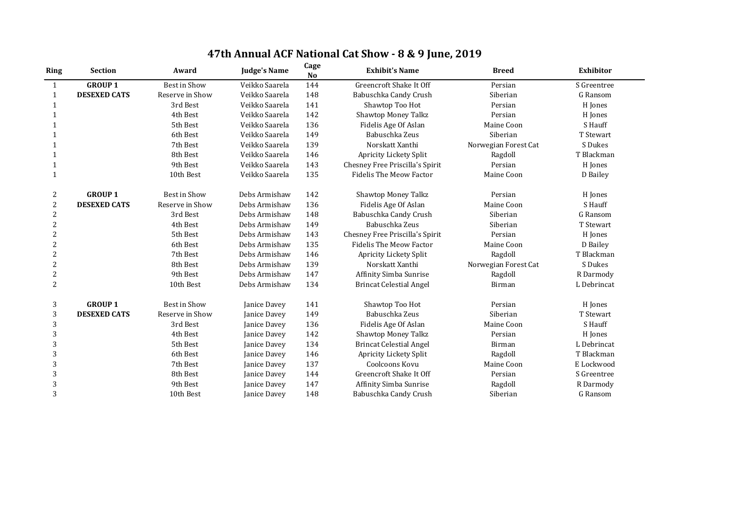# 47th Annual ACF National Cat Show - 8 & 9 June, 2019

| Ring | Section | Award | Judge's Name | Cage No | Exhibit's Name | Breed | Exhibitor |
|---|---|---|---|---|---|---|---|
| 1 | **GROUP 1** | Best in Show | Veikko Saarela | 144 | Greencroft Shake It Off | Persian | S Greentree |
| 1 | **DESEXED CATS** | Reserve in Show | Veikko Saarela | 148 | Babuschka Candy Crush | Siberian | G Ransom |
| 1 | | 3rd Best | Veikko Saarela | 141 | Shawtop Too Hot | Persian | H Jones |
| 1 | | 4th Best | Veikko Saarela | 142 | Shawtop Money Talkz | Persian | H Jones |
| 1 | | 5th Best | Veikko Saarela | 136 | Fidelis Age Of Aslan | Maine Coon | S Hauff |
| 1 | | 6th Best | Veikko Saarela | 149 | Babuschka Zeus | Siberian | T Stewart |
| 1 | | 7th Best | Veikko Saarela | 139 | Norskatt Xanthi | Norwegian Forest Cat | S Dukes |
| 1 | | 8th Best | Veikko Saarela | 146 | Apricity Lickety Split | Ragdoll | T Blackman |
| 1 | | 9th Best | Veikko Saarela | 143 | Chesney Free Priscilla's Spirit | Persian | H Jones |
| 1 | | 10th Best | Veikko Saarela | 135 | Fidelis The Meow Factor | Maine Coon | D Bailey |
| 2 | **GROUP 1** | Best in Show | Debs Armishaw | 142 | Shawtop Money Talkz | Persian | H Jones |
| 2 | **DESEXED CATS** | Reserve in Show | Debs Armishaw | 136 | Fidelis Age Of Aslan | Maine Coon | S Hauff |
| 2 | | 3rd Best | Debs Armishaw | 148 | Babuschka Candy Crush | Siberian | G Ransom |
| 2 | | 4th Best | Debs Armishaw | 149 | Babuschka Zeus | Siberian | T Stewart |
| 2 | | 5th Best | Debs Armishaw | 143 | Chesney Free Priscilla's Spirit | Persian | H Jones |
| 2 | | 6th Best | Debs Armishaw | 135 | Fidelis The Meow Factor | Maine Coon | D Bailey |
| 2 | | 7th Best | Debs Armishaw | 146 | Apricity Lickety Split | Ragdoll | T Blackman |
| 2 | | 8th Best | Debs Armishaw | 139 | Norskatt Xanthi | Norwegian Forest Cat | S Dukes |
| 2 | | 9th Best | Debs Armishaw | 147 | Affinity Simba Sunrise | Ragdoll | R Darmody |
| 2 | | 10th Best | Debs Armishaw | 134 | Brincat Celestial Angel | Birman | L Debrincat |
| 3 | **GROUP 1** | Best in Show | Janice Davey | 141 | Shawtop Too Hot | Persian | H Jones |
| 3 | **DESEXED CATS** | Reserve in Show | Janice Davey | 149 | Babuschka Zeus | Siberian | T Stewart |
| 3 | | 3rd Best | Janice Davey | 136 | Fidelis Age Of Aslan | Maine Coon | S Hauff |
| 3 | | 4th Best | Janice Davey | 142 | Shawtop Money Talkz | Persian | H Jones |
| 3 | | 5th Best | Janice Davey | 134 | Brincat Celestial Angel | Birman | L Debrincat |
| 3 | | 6th Best | Janice Davey | 146 | Apricity Lickety Split | Ragdoll | T Blackman |
| 3 | | 7th Best | Janice Davey | 137 | Coolcoons Kovu | Maine Coon | E Lockwood |
| 3 | | 8th Best | Janice Davey | 144 | Greencroft Shake It Off | Persian | S Greentree |
| 3 | | 9th Best | Janice Davey | 147 | Affinity Simba Sunrise | Ragdoll | R Darmody |
| 3 | | 10th Best | Janice Davey | 148 | Babuschka Candy Crush | Siberian | G Ransom |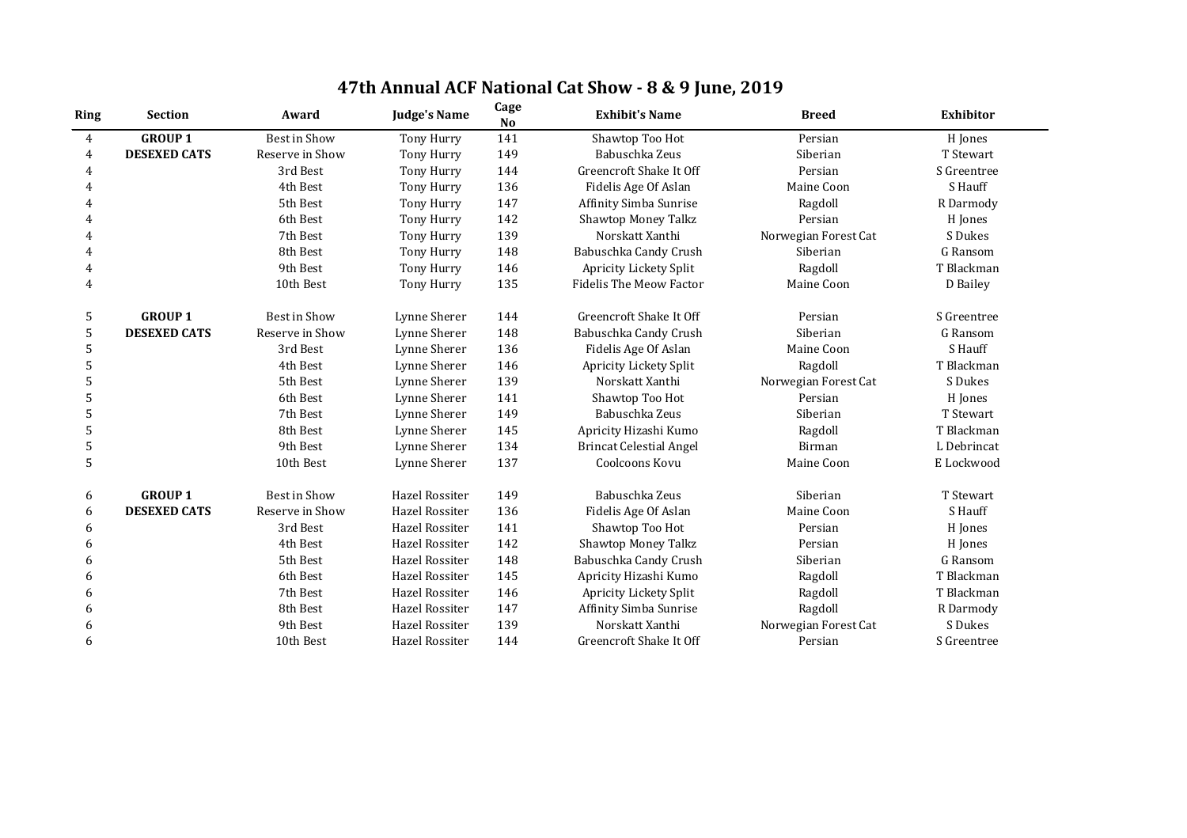# 47th Annual ACF National Cat Show - 8 & 9 June, 2019

| Ring | Section | Award | Judge's Name | Cage No | Exhibit's Name | Breed | Exhibitor |
|---|---|---|---|---|---|---|---|
| 4 | **GROUP 1** | Best in Show | Tony Hurry | 141 | Shawtop Too Hot | Persian | H Jones |
| 4 | **DESEXED CATS** | Reserve in Show | Tony Hurry | 149 | Babuschka Zeus | Siberian | T Stewart |
| 4 | | 3rd Best | Tony Hurry | 144 | Greencroft Shake It Off | Persian | S Greentree |
| 4 | | 4th Best | Tony Hurry | 136 | Fidelis Age Of Aslan | Maine Coon | S Hauff |
| 4 | | 5th Best | Tony Hurry | 147 | Affinity Simba Sunrise | Ragdoll | R Darmody |
| 4 | | 6th Best | Tony Hurry | 142 | Shawtop Money Talkz | Persian | H Jones |
| 4 | | 7th Best | Tony Hurry | 139 | Norskatt Xanthi | Norwegian Forest Cat | S Dukes |
| 4 | | 8th Best | Tony Hurry | 148 | Babuschka Candy Crush | Siberian | G Ransom |
| 4 | | 9th Best | Tony Hurry | 146 | Apricity Lickety Split | Ragdoll | T Blackman |
| 4 | | 10th Best | Tony Hurry | 135 | Fidelis The Meow Factor | Maine Coon | D Bailey |
| 5 | **GROUP 1** | Best in Show | Lynne Sherer | 144 | Greencroft Shake It Off | Persian | S Greentree |
| 5 | **DESEXED CATS** | Reserve in Show | Lynne Sherer | 148 | Babuschka Candy Crush | Siberian | G Ransom |
| 5 | | 3rd Best | Lynne Sherer | 136 | Fidelis Age Of Aslan | Maine Coon | S Hauff |
| 5 | | 4th Best | Lynne Sherer | 146 | Apricity Lickety Split | Ragdoll | T Blackman |
| 5 | | 5th Best | Lynne Sherer | 139 | Norskatt Xanthi | Norwegian Forest Cat | S Dukes |
| 5 | | 6th Best | Lynne Sherer | 141 | Shawtop Too Hot | Persian | H Jones |
| 5 | | 7th Best | Lynne Sherer | 149 | Babuschka Zeus | Siberian | T Stewart |
| 5 | | 8th Best | Lynne Sherer | 145 | Apricity Hizashi Kumo | Ragdoll | T Blackman |
| 5 | | 9th Best | Lynne Sherer | 134 | Brincat Celestial Angel | Birman | L Debrincat |
| 5 | | 10th Best | Lynne Sherer | 137 | Coolcoons Kovu | Maine Coon | E Lockwood |
| 6 | **GROUP 1** | Best in Show | Hazel Rossiter | 149 | Babuschka Zeus | Siberian | T Stewart |
| 6 | **DESEXED CATS** | Reserve in Show | Hazel Rossiter | 136 | Fidelis Age Of Aslan | Maine Coon | S Hauff |
| 6 | | 3rd Best | Hazel Rossiter | 141 | Shawtop Too Hot | Persian | H Jones |
| 6 | | 4th Best | Hazel Rossiter | 142 | Shawtop Money Talkz | Persian | H Jones |
| 6 | | 5th Best | Hazel Rossiter | 148 | Babuschka Candy Crush | Siberian | G Ransom |
| 6 | | 6th Best | Hazel Rossiter | 145 | Apricity Hizashi Kumo | Ragdoll | T Blackman |
| 6 | | 7th Best | Hazel Rossiter | 146 | Apricity Lickety Split | Ragdoll | T Blackman |
| 6 | | 8th Best | Hazel Rossiter | 147 | Affinity Simba Sunrise | Ragdoll | R Darmody |
| 6 | | 9th Best | Hazel Rossiter | 139 | Norskatt Xanthi | Norwegian Forest Cat | S Dukes |
| 6 | | 10th Best | Hazel Rossiter | 144 | Greencroft Shake It Off | Persian | S Greentree |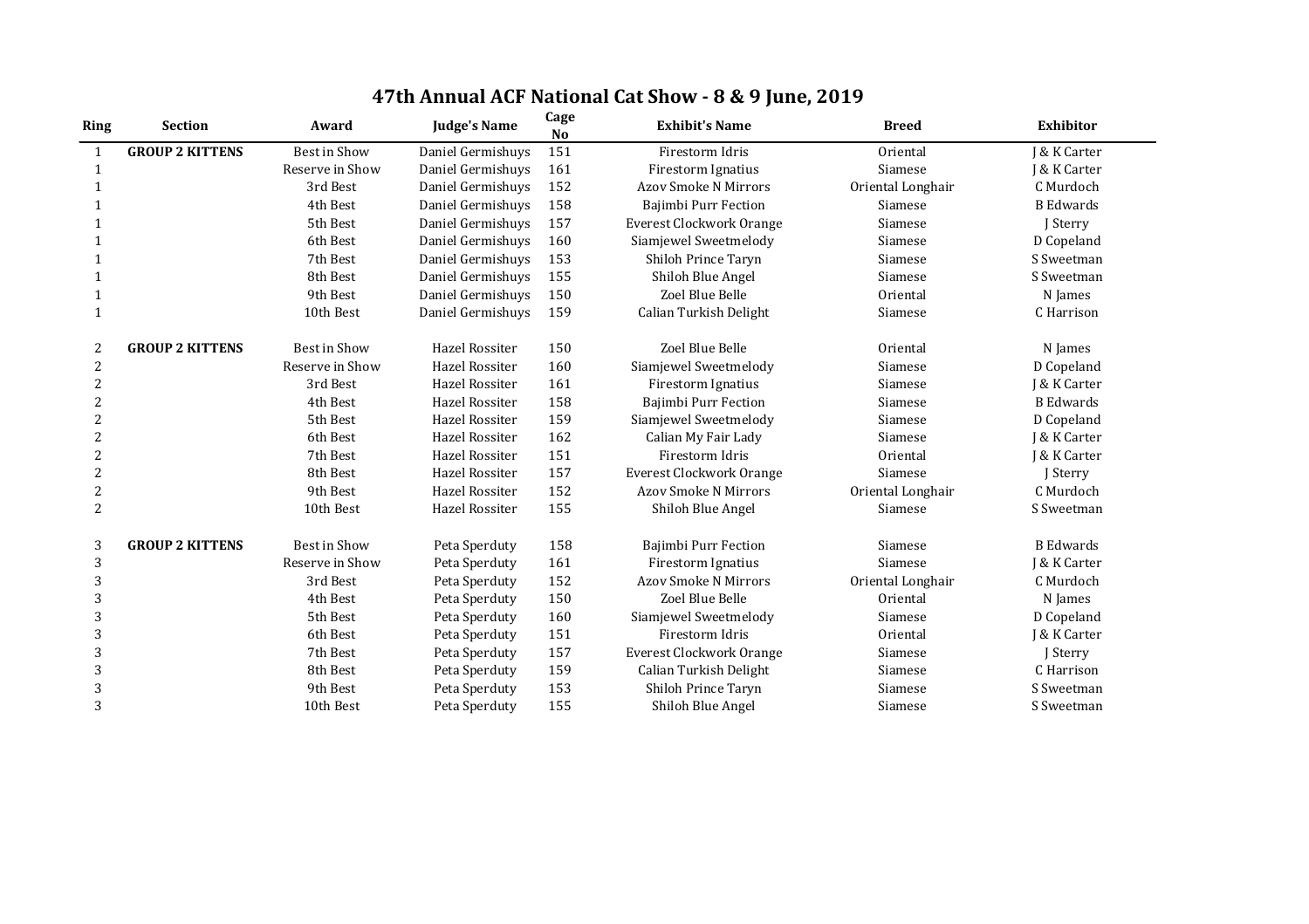# 47th Annual ACF National Cat Show - 8 & 9 June, 2019

| Ring | Section | Award | Judge's Name | Cage No | Exhibit's Name | Breed | Exhibitor |
|---|---|---|---|---|---|---|---|
| 1 | **GROUP 2 KITTENS** | Best in Show | Daniel Germishuys | 151 | Firestorm Idris | Oriental | J & K Carter |
| 1 | | Reserve in Show | Daniel Germishuys | 161 | Firestorm Ignatius | Siamese | J & K Carter |
| 1 | | 3rd Best | Daniel Germishuys | 152 | Azov Smoke N Mirrors | Oriental Longhair | C Murdoch |
| 1 | | 4th Best | Daniel Germishuys | 158 | Bajimbi Purr Fection | Siamese | B Edwards |
| 1 | | 5th Best | Daniel Germishuys | 157 | Everest Clockwork Orange | Siamese | J Sterry |
| 1 | | 6th Best | Daniel Germishuys | 160 | Siamjewel Sweetmelody | Siamese | D Copeland |
| 1 | | 7th Best | Daniel Germishuys | 153 | Shiloh Prince Taryn | Siamese | S Sweetman |
| 1 | | 8th Best | Daniel Germishuys | 155 | Shiloh Blue Angel | Siamese | S Sweetman |
| 1 | | 9th Best | Daniel Germishuys | 150 | Zoel Blue Belle | Oriental | N James |
| 1 | | 10th Best | Daniel Germishuys | 159 | Calian Turkish Delight | Siamese | C Harrison |
| 2 | **GROUP 2 KITTENS** | Best in Show | Hazel Rossiter | 150 | Zoel Blue Belle | Oriental | N James |
| 2 | | Reserve in Show | Hazel Rossiter | 160 | Siamjewel Sweetmelody | Siamese | D Copeland |
| 2 | | 3rd Best | Hazel Rossiter | 161 | Firestorm Ignatius | Siamese | J & K Carter |
| 2 | | 4th Best | Hazel Rossiter | 158 | Bajimbi Purr Fection | Siamese | B Edwards |
| 2 | | 5th Best | Hazel Rossiter | 159 | Siamjewel Sweetmelody | Siamese | D Copeland |
| 2 | | 6th Best | Hazel Rossiter | 162 | Calian My Fair Lady | Siamese | J & K Carter |
| 2 | | 7th Best | Hazel Rossiter | 151 | Firestorm Idris | Oriental | J & K Carter |
| 2 | | 8th Best | Hazel Rossiter | 157 | Everest Clockwork Orange | Siamese | J Sterry |
| 2 | | 9th Best | Hazel Rossiter | 152 | Azov Smoke N Mirrors | Oriental Longhair | C Murdoch |
| 2 | | 10th Best | Hazel Rossiter | 155 | Shiloh Blue Angel | Siamese | S Sweetman |
| 3 | **GROUP 2 KITTENS** | Best in Show | Peta Sperduty | 158 | Bajimbi Purr Fection | Siamese | B Edwards |
| 3 | | Reserve in Show | Peta Sperduty | 161 | Firestorm Ignatius | Siamese | J & K Carter |
| 3 | | 3rd Best | Peta Sperduty | 152 | Azov Smoke N Mirrors | Oriental Longhair | C Murdoch |
| 3 | | 4th Best | Peta Sperduty | 150 | Zoel Blue Belle | Oriental | N James |
| 3 | | 5th Best | Peta Sperduty | 160 | Siamjewel Sweetmelody | Siamese | D Copeland |
| 3 | | 6th Best | Peta Sperduty | 151 | Firestorm Idris | Oriental | J & K Carter |
| 3 | | 7th Best | Peta Sperduty | 157 | Everest Clockwork Orange | Siamese | J Sterry |
| 3 | | 8th Best | Peta Sperduty | 159 | Calian Turkish Delight | Siamese | C Harrison |
| 3 | | 9th Best | Peta Sperduty | 153 | Shiloh Prince Taryn | Siamese | S Sweetman |
| 3 | | 10th Best | Peta Sperduty | 155 | Shiloh Blue Angel | Siamese | S Sweetman |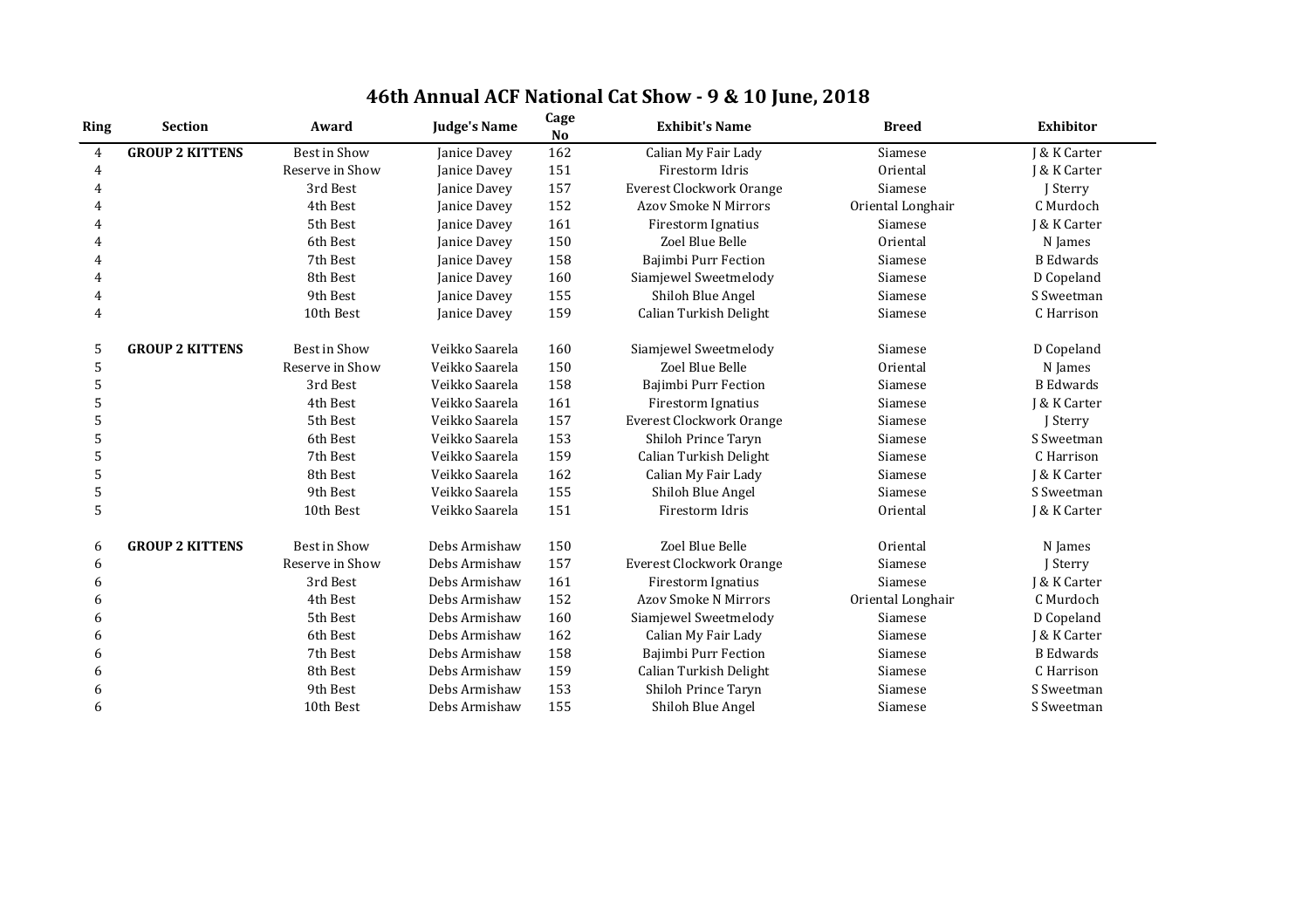# 46th Annual ACF National Cat Show - 9 & 10 June, 2018

| Ring | Section | Award | Judge's Name | Cage No | Exhibit's Name | Breed | Exhibitor |
|---|---|---|---|---|---|---|---|
| 4 | **GROUP 2 KITTENS** | Best in Show | Janice Davey | 162 | Calian My Fair Lady | Siamese | J & K Carter |
| 4 | | Reserve in Show | Janice Davey | 151 | Firestorm Idris | Oriental | J & K Carter |
| 4 | | 3rd Best | Janice Davey | 157 | Everest Clockwork Orange | Siamese | J Sterry |
| 4 | | 4th Best | Janice Davey | 152 | Azov Smoke N Mirrors | Oriental Longhair | C Murdoch |
| 4 | | 5th Best | Janice Davey | 161 | Firestorm Ignatius | Siamese | J & K Carter |
| 4 | | 6th Best | Janice Davey | 150 | Zoel Blue Belle | Oriental | N James |
| 4 | | 7th Best | Janice Davey | 158 | Bajimbi Purr Fection | Siamese | B Edwards |
| 4 | | 8th Best | Janice Davey | 160 | Siamjewel Sweetmelody | Siamese | D Copeland |
| 4 | | 9th Best | Janice Davey | 155 | Shiloh Blue Angel | Siamese | S Sweetman |
| 4 | | 10th Best | Janice Davey | 159 | Calian Turkish Delight | Siamese | C Harrison |
| 5 | **GROUP 2 KITTENS** | Best in Show | Veikko Saarela | 160 | Siamjewel Sweetmelody | Siamese | D Copeland |
| 5 | | Reserve in Show | Veikko Saarela | 150 | Zoel Blue Belle | Oriental | N James |
| 5 | | 3rd Best | Veikko Saarela | 158 | Bajimbi Purr Fection | Siamese | B Edwards |
| 5 | | 4th Best | Veikko Saarela | 161 | Firestorm Ignatius | Siamese | J & K Carter |
| 5 | | 5th Best | Veikko Saarela | 157 | Everest Clockwork Orange | Siamese | J Sterry |
| 5 | | 6th Best | Veikko Saarela | 153 | Shiloh Prince Taryn | Siamese | S Sweetman |
| 5 | | 7th Best | Veikko Saarela | 159 | Calian Turkish Delight | Siamese | C Harrison |
| 5 | | 8th Best | Veikko Saarela | 162 | Calian My Fair Lady | Siamese | J & K Carter |
| 5 | | 9th Best | Veikko Saarela | 155 | Shiloh Blue Angel | Siamese | S Sweetman |
| 5 | | 10th Best | Veikko Saarela | 151 | Firestorm Idris | Oriental | J & K Carter |
| 6 | **GROUP 2 KITTENS** | Best in Show | Debs Armishaw | 150 | Zoel Blue Belle | Oriental | N James |
| 6 | | Reserve in Show | Debs Armishaw | 157 | Everest Clockwork Orange | Siamese | J Sterry |
| 6 | | 3rd Best | Debs Armishaw | 161 | Firestorm Ignatius | Siamese | J & K Carter |
| 6 | | 4th Best | Debs Armishaw | 152 | Azov Smoke N Mirrors | Oriental Longhair | C Murdoch |
| 6 | | 5th Best | Debs Armishaw | 160 | Siamjewel Sweetmelody | Siamese | D Copeland |
| 6 | | 6th Best | Debs Armishaw | 162 | Calian My Fair Lady | Siamese | J & K Carter |
| 6 | | 7th Best | Debs Armishaw | 158 | Bajimbi Purr Fection | Siamese | B Edwards |
| 6 | | 8th Best | Debs Armishaw | 159 | Calian Turkish Delight | Siamese | C Harrison |
| 6 | | 9th Best | Debs Armishaw | 153 | Shiloh Prince Taryn | Siamese | S Sweetman |
| 6 | | 10th Best | Debs Armishaw | 155 | Shiloh Blue Angel | Siamese | S Sweetman |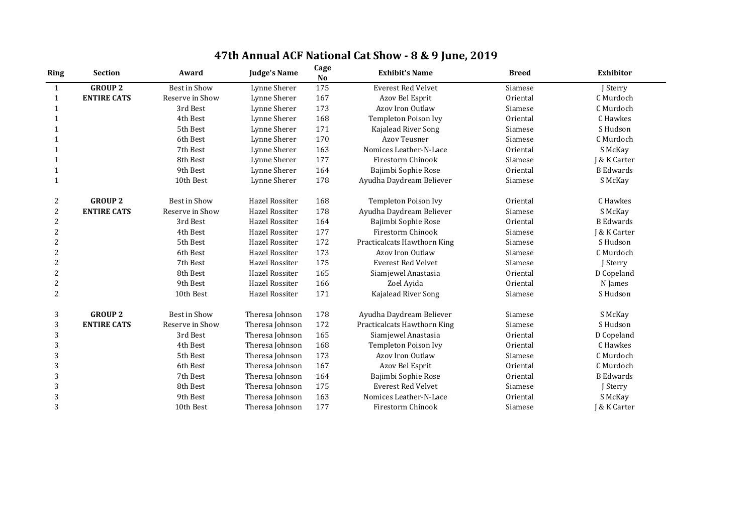# 47th Annual ACF National Cat Show - 8 & 9 June, 2019

| Ring | Section | Award | Judge's Name | Cage No | Exhibit's Name | Breed | Exhibitor |
|---|---|---|---|---|---|---|---|
| 1 | **GROUP 2** | Best in Show | Lynne Sherer | 175 | Everest Red Velvet | Siamese | J Sterry |
| 1 | **ENTIRE CATS** | Reserve in Show | Lynne Sherer | 167 | Azov Bel Esprit | Oriental | C Murdoch |
| 1 | | 3rd Best | Lynne Sherer | 173 | Azov Iron Outlaw | Siamese | C Murdoch |
| 1 | | 4th Best | Lynne Sherer | 168 | Templeton Poison Ivy | Oriental | C Hawkes |
| 1 | | 5th Best | Lynne Sherer | 171 | Kajalead River Song | Siamese | S Hudson |
| 1 | | 6th Best | Lynne Sherer | 170 | Azov Teusner | Siamese | C Murdoch |
| 1 | | 7th Best | Lynne Sherer | 163 | Nomices Leather-N-Lace | Oriental | S McKay |
| 1 | | 8th Best | Lynne Sherer | 177 | Firestorm Chinook | Siamese | J & K Carter |
| 1 | | 9th Best | Lynne Sherer | 164 | Bajimbi Sophie Rose | Oriental | B Edwards |
| 1 | | 10th Best | Lynne Sherer | 178 | Ayudha Daydream Believer | Siamese | S McKay |
| 2 | **GROUP 2** | Best in Show | Hazel Rossiter | 168 | Templeton Poison Ivy | Oriental | C Hawkes |
| 2 | **ENTIRE CATS** | Reserve in Show | Hazel Rossiter | 178 | Ayudha Daydream Believer | Siamese | S McKay |
| 2 | | 3rd Best | Hazel Rossiter | 164 | Bajimbi Sophie Rose | Oriental | B Edwards |
| 2 | | 4th Best | Hazel Rossiter | 177 | Firestorm Chinook | Siamese | J & K Carter |
| 2 | | 5th Best | Hazel Rossiter | 172 | Practicalcats Hawthorn King | Siamese | S Hudson |
| 2 | | 6th Best | Hazel Rossiter | 173 | Azov Iron Outlaw | Siamese | C Murdoch |
| 2 | | 7th Best | Hazel Rossiter | 175 | Everest Red Velvet | Siamese | J Sterry |
| 2 | | 8th Best | Hazel Rossiter | 165 | Siamjewel Anastasia | Oriental | D Copeland |
| 2 | | 9th Best | Hazel Rossiter | 166 | Zoel Ayida | Oriental | N James |
| 2 | | 10th Best | Hazel Rossiter | 171 | Kajalead River Song | Siamese | S Hudson |
| 3 | **GROUP 2** | Best in Show | Theresa Johnson | 178 | Ayudha Daydream Believer | Siamese | S McKay |
| 3 | **ENTIRE CATS** | Reserve in Show | Theresa Johnson | 172 | Practicalcats Hawthorn King | Siamese | S Hudson |
| 3 | | 3rd Best | Theresa Johnson | 165 | Siamjewel Anastasia | Oriental | D Copeland |
| 3 | | 4th Best | Theresa Johnson | 168 | Templeton Poison Ivy | Oriental | C Hawkes |
| 3 | | 5th Best | Theresa Johnson | 173 | Azov Iron Outlaw | Siamese | C Murdoch |
| 3 | | 6th Best | Theresa Johnson | 167 | Azov Bel Esprit | Oriental | C Murdoch |
| 3 | | 7th Best | Theresa Johnson | 164 | Bajimbi Sophie Rose | Oriental | B Edwards |
| 3 | | 8th Best | Theresa Johnson | 175 | Everest Red Velvet | Siamese | J Sterry |
| 3 | | 9th Best | Theresa Johnson | 163 | Nomices Leather-N-Lace | Oriental | S McKay |
| 3 | | 10th Best | Theresa Johnson | 177 | Firestorm Chinook | Siamese | J & K Carter |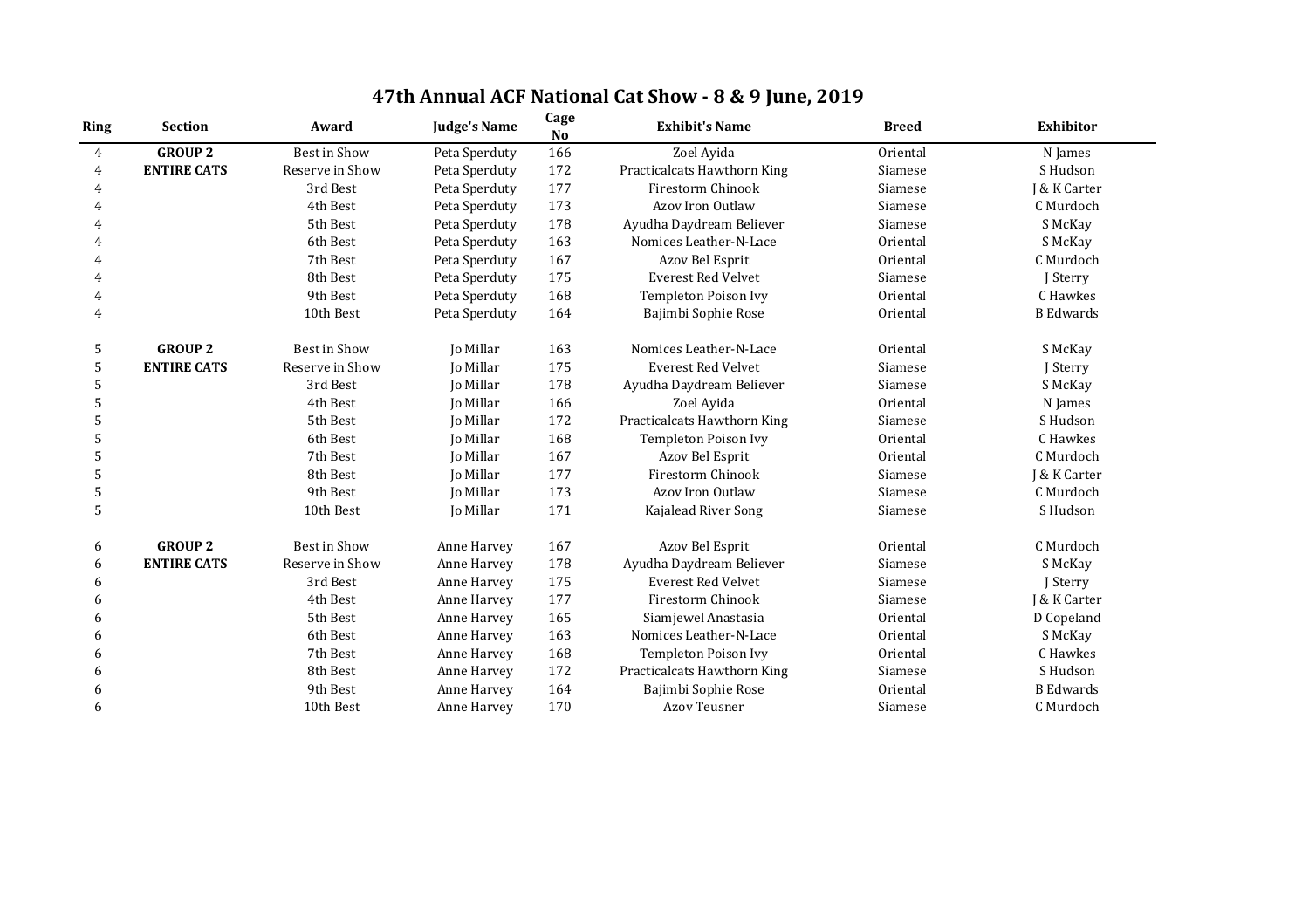# 47th Annual ACF National Cat Show - 8 & 9 June, 2019

| Ring | Section | Award | Judge's Name | Cage No | Exhibit's Name | Breed | Exhibitor |
|---|---|---|---|---|---|---|---|
| 4 | **GROUP 2** | Best in Show | Peta Sperduty | 166 | Zoel Ayida | Oriental | N James |
| 4 | **ENTIRE CATS** | Reserve in Show | Peta Sperduty | 172 | Practicalcats Hawthorn King | Siamese | S Hudson |
| 4 | | 3rd Best | Peta Sperduty | 177 | Firestorm Chinook | Siamese | J & K Carter |
| 4 | | 4th Best | Peta Sperduty | 173 | Azov Iron Outlaw | Siamese | C Murdoch |
| 4 | | 5th Best | Peta Sperduty | 178 | Ayudha Daydream Believer | Siamese | S McKay |
| 4 | | 6th Best | Peta Sperduty | 163 | Nomices Leather-N-Lace | Oriental | S McKay |
| 4 | | 7th Best | Peta Sperduty | 167 | Azov Bel Esprit | Oriental | C Murdoch |
| 4 | | 8th Best | Peta Sperduty | 175 | Everest Red Velvet | Siamese | J Sterry |
| 4 | | 9th Best | Peta Sperduty | 168 | Templeton Poison Ivy | Oriental | C Hawkes |
| 4 | | 10th Best | Peta Sperduty | 164 | Bajimbi Sophie Rose | Oriental | B Edwards |
| 5 | **GROUP 2** | Best in Show | Jo Millar | 163 | Nomices Leather-N-Lace | Oriental | S McKay |
| 5 | **ENTIRE CATS** | Reserve in Show | Jo Millar | 175 | Everest Red Velvet | Siamese | J Sterry |
| 5 | | 3rd Best | Jo Millar | 178 | Ayudha Daydream Believer | Siamese | S McKay |
| 5 | | 4th Best | Jo Millar | 166 | Zoel Ayida | Oriental | N James |
| 5 | | 5th Best | Jo Millar | 172 | Practicalcats Hawthorn King | Siamese | S Hudson |
| 5 | | 6th Best | Jo Millar | 168 | Templeton Poison Ivy | Oriental | C Hawkes |
| 5 | | 7th Best | Jo Millar | 167 | Azov Bel Esprit | Oriental | C Murdoch |
| 5 | | 8th Best | Jo Millar | 177 | Firestorm Chinook | Siamese | J & K Carter |
| 5 | | 9th Best | Jo Millar | 173 | Azov Iron Outlaw | Siamese | C Murdoch |
| 5 | | 10th Best | Jo Millar | 171 | Kajalead River Song | Siamese | S Hudson |
| 6 | **GROUP 2** | Best in Show | Anne Harvey | 167 | Azov Bel Esprit | Oriental | C Murdoch |
| 6 | **ENTIRE CATS** | Reserve in Show | Anne Harvey | 178 | Ayudha Daydream Believer | Siamese | S McKay |
| 6 | | 3rd Best | Anne Harvey | 175 | Everest Red Velvet | Siamese | J Sterry |
| 6 | | 4th Best | Anne Harvey | 177 | Firestorm Chinook | Siamese | J & K Carter |
| 6 | | 5th Best | Anne Harvey | 165 | Siamjewel Anastasia | Oriental | D Copeland |
| 6 | | 6th Best | Anne Harvey | 163 | Nomices Leather-N-Lace | Oriental | S McKay |
| 6 | | 7th Best | Anne Harvey | 168 | Templeton Poison Ivy | Oriental | C Hawkes |
| 6 | | 8th Best | Anne Harvey | 172 | Practicalcats Hawthorn King | Siamese | S Hudson |
| 6 | | 9th Best | Anne Harvey | 164 | Bajimbi Sophie Rose | Oriental | B Edwards |
| 6 | | 10th Best | Anne Harvey | 170 | Azov Teusner | Siamese | C Murdoch |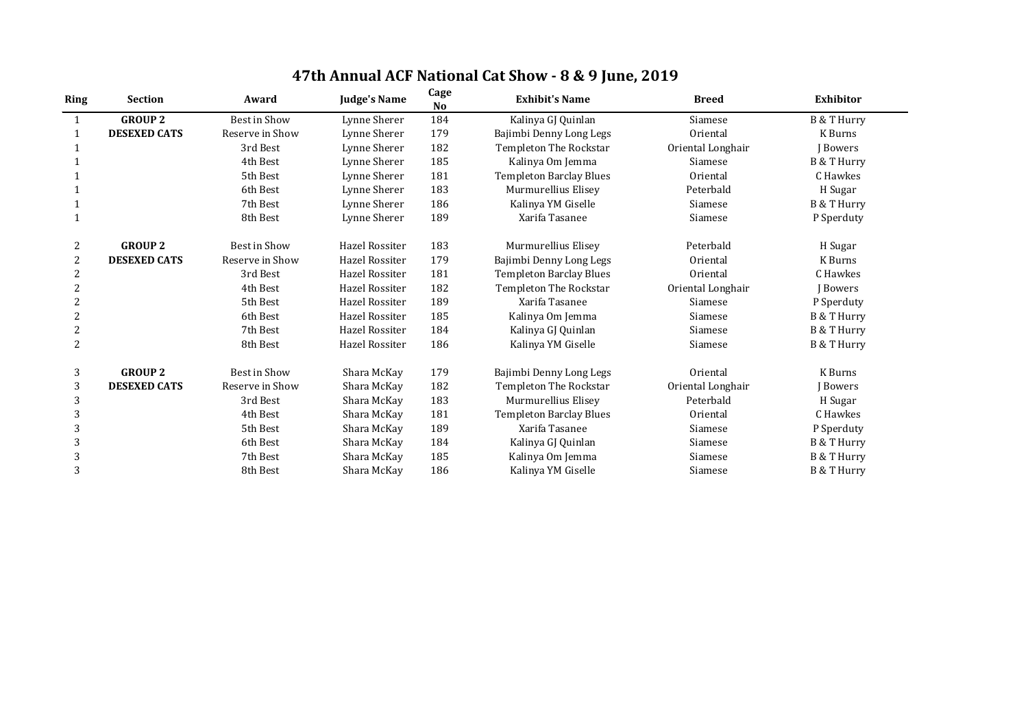# 47th Annual ACF National Cat Show - 8 & 9 June, 2019

| Ring | Section | Award | Judge's Name | Cage No | Exhibit's Name | Breed | Exhibitor |
|---|---|---|---|---|---|---|---|
| 1 | **GROUP 2** | Best in Show | Lynne Sherer | 184 | Kalinya GJ Quinlan | Siamese | B & T Hurry |
| 1 | **DESEXED CATS** | Reserve in Show | Lynne Sherer | 179 | Bajimbi Denny Long Legs | Oriental | K Burns |
| 1 | | 3rd Best | Lynne Sherer | 182 | Templeton The Rockstar | Oriental Longhair | J Bowers |
| 1 | | 4th Best | Lynne Sherer | 185 | Kalinya Om Jemma | Siamese | B & T Hurry |
| 1 | | 5th Best | Lynne Sherer | 181 | Templeton Barclay Blues | Oriental | C Hawkes |
| 1 | | 6th Best | Lynne Sherer | 183 | Murmurellius Elisey | Peterbald | H Sugar |
| 1 | | 7th Best | Lynne Sherer | 186 | Kalinya YM Giselle | Siamese | B & T Hurry |
| 1 | | 8th Best | Lynne Sherer | 189 | Xarifa Tasanee | Siamese | P Sperduty |
| 2 | **GROUP 2** | Best in Show | Hazel Rossiter | 183 | Murmurellius Elisey | Peterbald | H Sugar |
| 2 | **DESEXED CATS** | Reserve in Show | Hazel Rossiter | 179 | Bajimbi Denny Long Legs | Oriental | K Burns |
| 2 | | 3rd Best | Hazel Rossiter | 181 | Templeton Barclay Blues | Oriental | C Hawkes |
| 2 | | 4th Best | Hazel Rossiter | 182 | Templeton The Rockstar | Oriental Longhair | J Bowers |
| 2 | | 5th Best | Hazel Rossiter | 189 | Xarifa Tasanee | Siamese | P Sperduty |
| 2 | | 6th Best | Hazel Rossiter | 185 | Kalinya Om Jemma | Siamese | B & T Hurry |
| 2 | | 7th Best | Hazel Rossiter | 184 | Kalinya GJ Quinlan | Siamese | B & T Hurry |
| 2 | | 8th Best | Hazel Rossiter | 186 | Kalinya YM Giselle | Siamese | B & T Hurry |
| 3 | **GROUP 2** | Best in Show | Shara McKay | 179 | Bajimbi Denny Long Legs | Oriental | K Burns |
| 3 | **DESEXED CATS** | Reserve in Show | Shara McKay | 182 | Templeton The Rockstar | Oriental Longhair | J Bowers |
| 3 | | 3rd Best | Shara McKay | 183 | Murmurellius Elisey | Peterbald | H Sugar |
| 3 | | 4th Best | Shara McKay | 181 | Templeton Barclay Blues | Oriental | C Hawkes |
| 3 | | 5th Best | Shara McKay | 189 | Xarifa Tasanee | Siamese | P Sperduty |
| 3 | | 6th Best | Shara McKay | 184 | Kalinya GJ Quinlan | Siamese | B & T Hurry |
| 3 | | 7th Best | Shara McKay | 185 | Kalinya Om Jemma | Siamese | B & T Hurry |
| 3 | | 8th Best | Shara McKay | 186 | Kalinya YM Giselle | Siamese | B & T Hurry |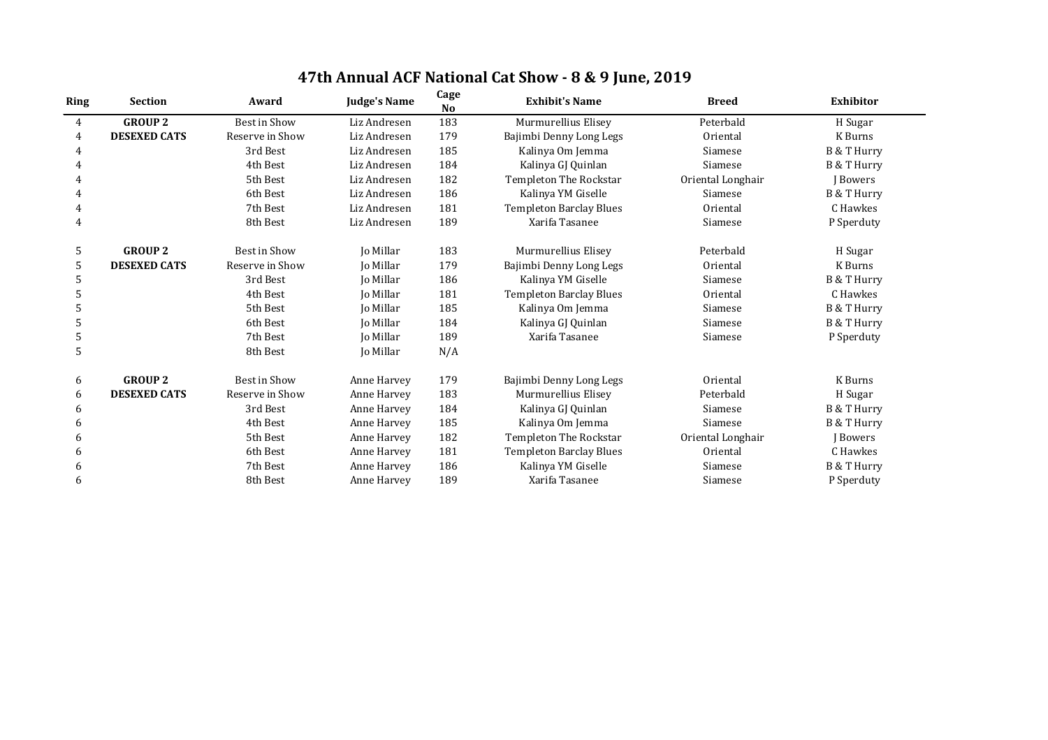# 47th Annual ACF National Cat Show - 8 & 9 June, 2019

| Ring | Section | Award | Judge's Name | Cage No | Exhibit's Name | Breed | Exhibitor |
|---|---|---|---|---|---|---|---|
| 4 | **GROUP 2** | Best in Show | Liz Andresen | 183 | Murmurellius Elisey | Peterbald | H Sugar |
| 4 | **DESEXED CATS** | Reserve in Show | Liz Andresen | 179 | Bajimbi Denny Long Legs | Oriental | K Burns |
| 4 | | 3rd Best | Liz Andresen | 185 | Kalinya Om Jemma | Siamese | B & T Hurry |
| 4 | | 4th Best | Liz Andresen | 184 | Kalinya GJ Quinlan | Siamese | B & T Hurry |
| 4 | | 5th Best | Liz Andresen | 182 | Templeton The Rockstar | Oriental Longhair | J Bowers |
| 4 | | 6th Best | Liz Andresen | 186 | Kalinya YM Giselle | Siamese | B & T Hurry |
| 4 | | 7th Best | Liz Andresen | 181 | Templeton Barclay Blues | Oriental | C Hawkes |
| 4 | | 8th Best | Liz Andresen | 189 | Xarifa Tasanee | Siamese | P Sperduty |
| | | | | | | | |
| 5 | **GROUP 2** | Best in Show | Jo Millar | 183 | Murmurellius Elisey | Peterbald | H Sugar |
| 5 | **DESEXED CATS** | Reserve in Show | Jo Millar | 179 | Bajimbi Denny Long Legs | Oriental | K Burns |
| 5 | | 3rd Best | Jo Millar | 186 | Kalinya YM Giselle | Siamese | B & T Hurry |
| 5 | | 4th Best | Jo Millar | 181 | Templeton Barclay Blues | Oriental | C Hawkes |
| 5 | | 5th Best | Jo Millar | 185 | Kalinya Om Jemma | Siamese | B & T Hurry |
| 5 | | 6th Best | Jo Millar | 184 | Kalinya GJ Quinlan | Siamese | B & T Hurry |
| 5 | | 7th Best | Jo Millar | 189 | Xarifa Tasanee | Siamese | P Sperduty |
| 5 | | 8th Best | Jo Millar | N/A | | | |
| | | | | | | | |
| 6 | **GROUP 2** | Best in Show | Anne Harvey | 179 | Bajimbi Denny Long Legs | Oriental | K Burns |
| 6 | **DESEXED CATS** | Reserve in Show | Anne Harvey | 183 | Murmurellius Elisey | Peterbald | H Sugar |
| 6 | | 3rd Best | Anne Harvey | 184 | Kalinya GJ Quinlan | Siamese | B & T Hurry |
| 6 | | 4th Best | Anne Harvey | 185 | Kalinya Om Jemma | Siamese | B & T Hurry |
| 6 | | 5th Best | Anne Harvey | 182 | Templeton The Rockstar | Oriental Longhair | J Bowers |
| 6 | | 6th Best | Anne Harvey | 181 | Templeton Barclay Blues | Oriental | C Hawkes |
| 6 | | 7th Best | Anne Harvey | 186 | Kalinya YM Giselle | Siamese | B & T Hurry |
| 6 | | 8th Best | Anne Harvey | 189 | Xarifa Tasanee | Siamese | P Sperduty |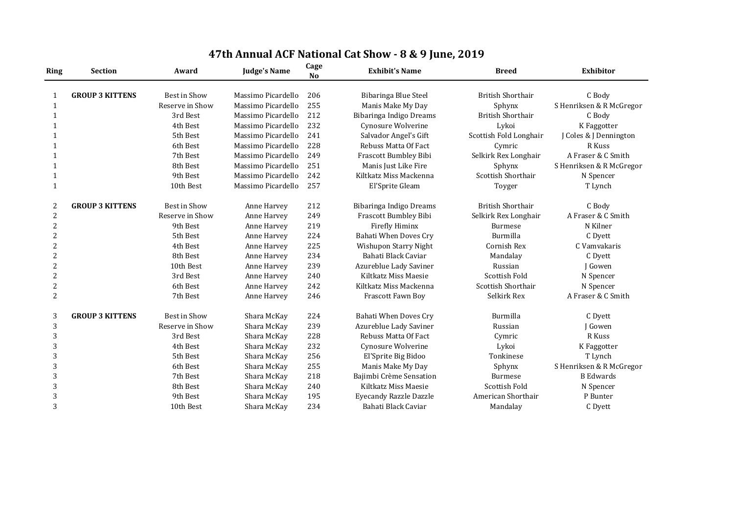# 47th Annual ACF National Cat Show - 8 & 9 June, 2019

| Ring | Section | Award | Judge's Name | Cage No | Exhibit's Name | Breed | Exhibitor |
|---|---|---|---|---|---|---|---|
| 1 | GROUP 3 KITTENS | Best in Show | Massimo Picardello | 206 | Bibaringa Blue Steel | British Shorthair | C Body |
| 1 | | Reserve in Show | Massimo Picardello | 255 | Manis Make My Day | Sphynx | S Henriksen & R McGregor |
| 1 | | 3rd Best | Massimo Picardello | 212 | Bibaringa Indigo Dreams | British Shorthair | C Body |
| 1 | | 4th Best | Massimo Picardello | 232 | Cynosure Wolverine | Lykoi | K Faggotter |
| 1 | | 5th Best | Massimo Picardello | 241 | Salvador Angel's Gift | Scottish Fold Longhair | J Coles & J Dennington |
| 1 | | 6th Best | Massimo Picardello | 228 | Rebuss Matta Of Fact | Cymric | R Kuss |
| 1 | | 7th Best | Massimo Picardello | 249 | Frascott Bumbley Bibi | Selkirk Rex Longhair | A Fraser & C Smith |
| 1 | | 8th Best | Massimo Picardello | 251 | Manis Just Like Fire | Sphynx | S Henriksen & R McGregor |
| 1 | | 9th Best | Massimo Picardello | 242 | Kiltkatz Miss Mackenna | Scottish Shorthair | N Spencer |
| 1 | | 10th Best | Massimo Picardello | 257 | El'Sprite Gleam | Toyger | T Lynch |
| 2 | GROUP 3 KITTENS | Best in Show | Anne Harvey | 212 | Bibaringa Indigo Dreams | British Shorthair | C Body |
| 2 | | Reserve in Show | Anne Harvey | 249 | Frascott Bumbley Bibi | Selkirk Rex Longhair | A Fraser & C Smith |
| 2 | | 9th Best | Anne Harvey | 219 | Firefly Himinx | Burmese | N Kilner |
| 2 | | 5th Best | Anne Harvey | 224 | Bahati When Doves Cry | Burmilla | C Dyett |
| 2 | | 4th Best | Anne Harvey | 225 | Wishupon Starry Night | Cornish Rex | C Vamvakaris |
| 2 | | 8th Best | Anne Harvey | 234 | Bahati Black Caviar | Mandalay | C Dyett |
| 2 | | 10th Best | Anne Harvey | 239 | Azureblue Lady Saviner | Russian | J Gowen |
| 2 | | 3rd Best | Anne Harvey | 240 | Kiltkatz Miss Maesie | Scottish Fold | N Spencer |
| 2 | | 6th Best | Anne Harvey | 242 | Kiltkatz Miss Mackenna | Scottish Shorthair | N Spencer |
| 2 | | 7th Best | Anne Harvey | 246 | Frascott Fawn Boy | Selkirk Rex | A Fraser & C Smith |
| 3 | GROUP 3 KITTENS | Best in Show | Shara McKay | 224 | Bahati When Doves Cry | Burmilla | C Dyett |
| 3 | | Reserve in Show | Shara McKay | 239 | Azureblue Lady Saviner | Russian | J Gowen |
| 3 | | 3rd Best | Shara McKay | 228 | Rebuss Matta Of Fact | Cymric | R Kuss |
| 3 | | 4th Best | Shara McKay | 232 | Cynosure Wolverine | Lykoi | K Faggotter |
| 3 | | 5th Best | Shara McKay | 256 | El'Sprite Big Bidoo | Tonkinese | T Lynch |
| 3 | | 6th Best | Shara McKay | 255 | Manis Make My Day | Sphynx | S Henriksen & R McGregor |
| 3 | | 7th Best | Shara McKay | 218 | Bajimbi Crème Sensation | Burmese | B Edwards |
| 3 | | 8th Best | Shara McKay | 240 | Kiltkatz Miss Maesie | Scottish Fold | N Spencer |
| 3 | | 9th Best | Shara McKay | 195 | Eyecandy Razzle Dazzle | American Shorthair | P Bunter |
| 3 | | 10th Best | Shara McKay | 234 | Bahati Black Caviar | Mandalay | C Dyett |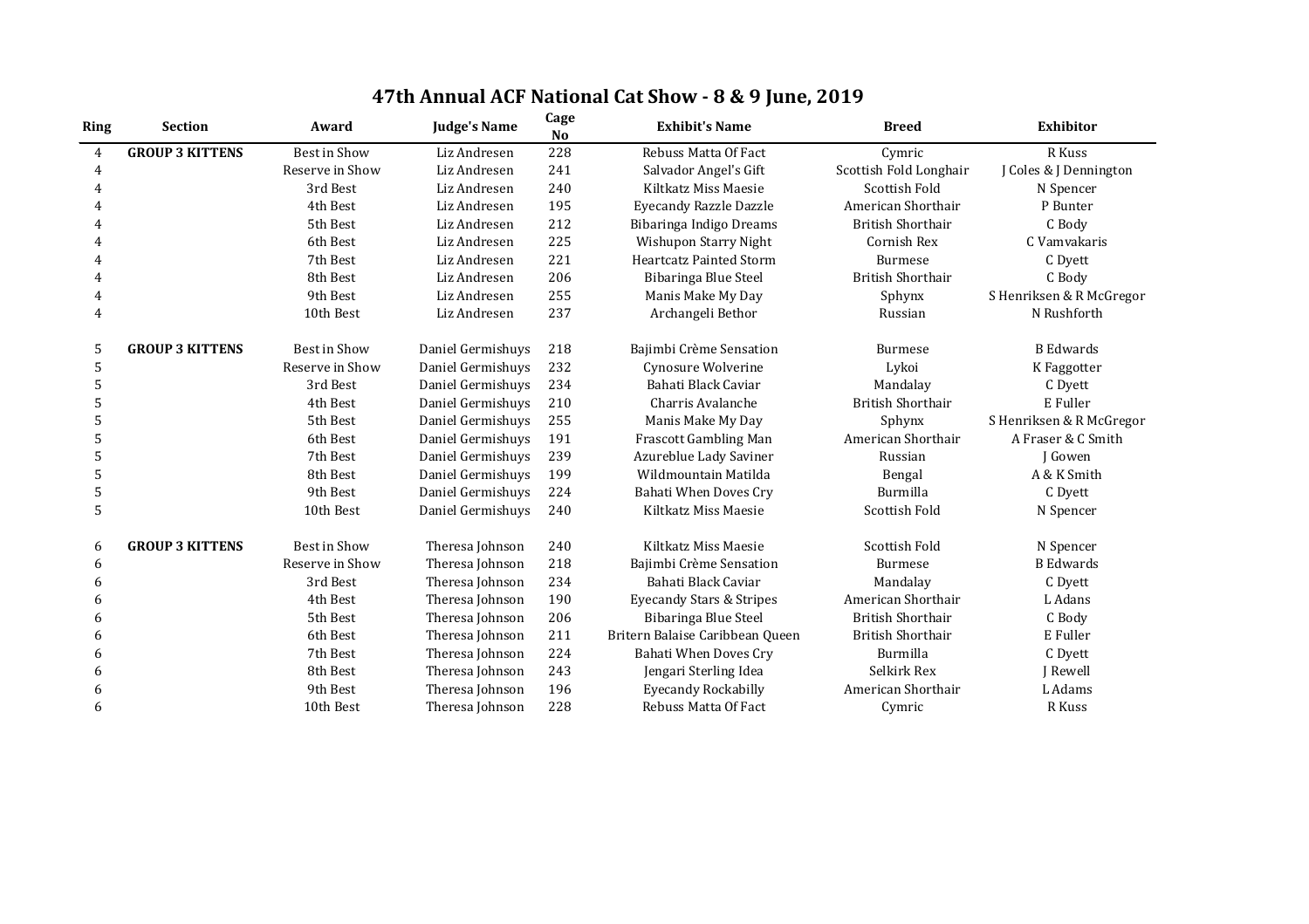# 47th Annual ACF National Cat Show - 8 & 9 June, 2019

| Ring | Section | Award | Judge's Name | Cage No | Exhibit's Name | Breed | Exhibitor |
|---|---|---|---|---|---|---|---|
| 4 | **GROUP 3 KITTENS** | Best in Show | Liz Andresen | 228 | Rebuss Matta Of Fact | Cymric | R Kuss |
| 4 | | Reserve in Show | Liz Andresen | 241 | Salvador Angel's Gift | Scottish Fold Longhair | J Coles & J Dennington |
| 4 | | 3rd Best | Liz Andresen | 240 | Kiltkatz Miss Maesie | Scottish Fold | N Spencer |
| 4 | | 4th Best | Liz Andresen | 195 | Eyecandy Razzle Dazzle | American Shorthair | P Bunter |
| 4 | | 5th Best | Liz Andresen | 212 | Bibaringa Indigo Dreams | British Shorthair | C Body |
| 4 | | 6th Best | Liz Andresen | 225 | Wishupon Starry Night | Cornish Rex | C Vamvakaris |
| 4 | | 7th Best | Liz Andresen | 221 | Heartcatz Painted Storm | Burmese | C Dyett |
| 4 | | 8th Best | Liz Andresen | 206 | Bibaringa Blue Steel | British Shorthair | C Body |
| 4 | | 9th Best | Liz Andresen | 255 | Manis Make My Day | Sphynx | S Henriksen & R McGregor |
| 4 | | 10th Best | Liz Andresen | 237 | Archangeli Bethor | Russian | N Rushforth |
| 5 | **GROUP 3 KITTENS** | Best in Show | Daniel Germishuys | 218 | Bajimbi Crème Sensation | Burmese | B Edwards |
| 5 | | Reserve in Show | Daniel Germishuys | 232 | Cynosure Wolverine | Lykoi | K Faggotter |
| 5 | | 3rd Best | Daniel Germishuys | 234 | Bahati Black Caviar | Mandalay | C Dyett |
| 5 | | 4th Best | Daniel Germishuys | 210 | Charris Avalanche | British Shorthair | E Fuller |
| 5 | | 5th Best | Daniel Germishuys | 255 | Manis Make My Day | Sphynx | S Henriksen & R McGregor |
| 5 | | 6th Best | Daniel Germishuys | 191 | Frascott Gambling Man | American Shorthair | A Fraser & C Smith |
| 5 | | 7th Best | Daniel Germishuys | 239 | Azureblue Lady Saviner | Russian | J Gowen |
| 5 | | 8th Best | Daniel Germishuys | 199 | Wildmountain Matilda | Bengal | A & K Smith |
| 5 | | 9th Best | Daniel Germishuys | 224 | Bahati When Doves Cry | Burmilla | C Dyett |
| 5 | | 10th Best | Daniel Germishuys | 240 | Kiltkatz Miss Maesie | Scottish Fold | N Spencer |
| 6 | **GROUP 3 KITTENS** | Best in Show | Theresa Johnson | 240 | Kiltkatz Miss Maesie | Scottish Fold | N Spencer |
| 6 | | Reserve in Show | Theresa Johnson | 218 | Bajimbi Crème Sensation | Burmese | B Edwards |
| 6 | | 3rd Best | Theresa Johnson | 234 | Bahati Black Caviar | Mandalay | C Dyett |
| 6 | | 4th Best | Theresa Johnson | 190 | Eyecandy Stars & Stripes | American Shorthair | L Adans |
| 6 | | 5th Best | Theresa Johnson | 206 | Bibaringa Blue Steel | British Shorthair | C Body |
| 6 | | 6th Best | Theresa Johnson | 211 | Britern Balaise Caribbean Queen | British Shorthair | E Fuller |
| 6 | | 7th Best | Theresa Johnson | 224 | Bahati When Doves Cry | Burmilla | C Dyett |
| 6 | | 8th Best | Theresa Johnson | 243 | Jengari Sterling Idea | Selkirk Rex | J Rewell |
| 6 | | 9th Best | Theresa Johnson | 196 | Eyecandy Rockabilly | American Shorthair | L Adams |
| 6 | | 10th Best | Theresa Johnson | 228 | Rebuss Matta Of Fact | Cymric | R Kuss |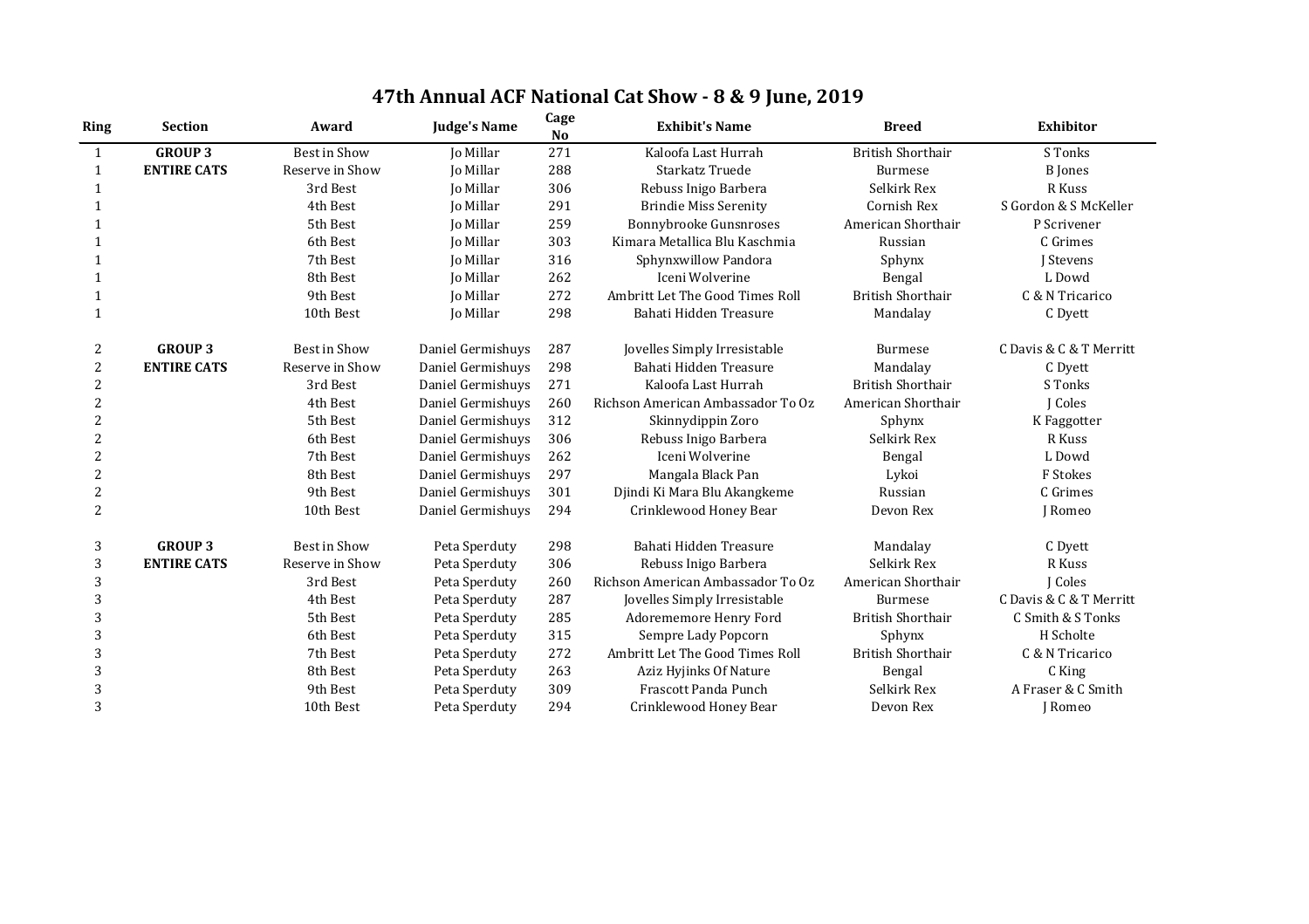# 47th Annual ACF National Cat Show - 8 & 9 June, 2019

| Ring | Section | Award | Judge's Name | Cage No | Exhibit's Name | Breed | Exhibitor |
|---|---|---|---|---|---|---|---|
| 1 | **GROUP 3** | Best in Show | Jo Millar | 271 | Kaloofa Last Hurrah | British Shorthair | S Tonks |
| 1 | **ENTIRE CATS** | Reserve in Show | Jo Millar | 288 | Starkatz Truede | Burmese | B Jones |
| 1 | | 3rd Best | Jo Millar | 306 | Rebuss Inigo Barbera | Selkirk Rex | R Kuss |
| 1 | | 4th Best | Jo Millar | 291 | Brindie Miss Serenity | Cornish Rex | S Gordon & S McKeller |
| 1 | | 5th Best | Jo Millar | 259 | Bonnybrooke Gunsnroses | American Shorthair | P Scrivener |
| 1 | | 6th Best | Jo Millar | 303 | Kimara Metallica Blu Kaschmia | Russian | C Grimes |
| 1 | | 7th Best | Jo Millar | 316 | Sphynxwillow Pandora | Sphynx | J Stevens |
| 1 | | 8th Best | Jo Millar | 262 | Iceni Wolverine | Bengal | L Dowd |
| 1 | | 9th Best | Jo Millar | 272 | Ambritt Let The Good Times Roll | British Shorthair | C & N Tricarico |
| 1 | | 10th Best | Jo Millar | 298 | Bahati Hidden Treasure | Mandalay | C Dyett |
| 2 | **GROUP 3** | Best in Show | Daniel Germishuys | 287 | Jovelles Simply Irresistable | Burmese | C Davis & C & T Merritt |
| 2 | **ENTIRE CATS** | Reserve in Show | Daniel Germishuys | 298 | Bahati Hidden Treasure | Mandalay | C Dyett |
| 2 | | 3rd Best | Daniel Germishuys | 271 | Kaloofa Last Hurrah | British Shorthair | S Tonks |
| 2 | | 4th Best | Daniel Germishuys | 260 | Richson American Ambassador To Oz | American Shorthair | J Coles |
| 2 | | 5th Best | Daniel Germishuys | 312 | Skinnydippin Zoro | Sphynx | K Faggotter |
| 2 | | 6th Best | Daniel Germishuys | 306 | Rebuss Inigo Barbera | Selkirk Rex | R Kuss |
| 2 | | 7th Best | Daniel Germishuys | 262 | Iceni Wolverine | Bengal | L Dowd |
| 2 | | 8th Best | Daniel Germishuys | 297 | Mangala Black Pan | Lykoi | F Stokes |
| 2 | | 9th Best | Daniel Germishuys | 301 | Djindi Ki Mara Blu Akangkeme | Russian | C Grimes |
| 2 | | 10th Best | Daniel Germishuys | 294 | Crinklewood Honey Bear | Devon Rex | J Romeo |
| 3 | **GROUP 3** | Best in Show | Peta Sperduty | 298 | Bahati Hidden Treasure | Mandalay | C Dyett |
| 3 | **ENTIRE CATS** | Reserve in Show | Peta Sperduty | 306 | Rebuss Inigo Barbera | Selkirk Rex | R Kuss |
| 3 | | 3rd Best | Peta Sperduty | 260 | Richson American Ambassador To Oz | American Shorthair | J Coles |
| 3 | | 4th Best | Peta Sperduty | 287 | Jovelles Simply Irresistable | Burmese | C Davis & C & T Merritt |
| 3 | | 5th Best | Peta Sperduty | 285 | Adorememore Henry Ford | British Shorthair | C Smith & S Tonks |
| 3 | | 6th Best | Peta Sperduty | 315 | Sempre Lady Popcorn | Sphynx | H Scholte |
| 3 | | 7th Best | Peta Sperduty | 272 | Ambritt Let The Good Times Roll | British Shorthair | C & N Tricarico |
| 3 | | 8th Best | Peta Sperduty | 263 | Aziz Hyjinks Of Nature | Bengal | C King |
| 3 | | 9th Best | Peta Sperduty | 309 | Frascott Panda Punch | Selkirk Rex | A Fraser & C Smith |
| 3 | | 10th Best | Peta Sperduty | 294 | Crinklewood Honey Bear | Devon Rex | J Romeo |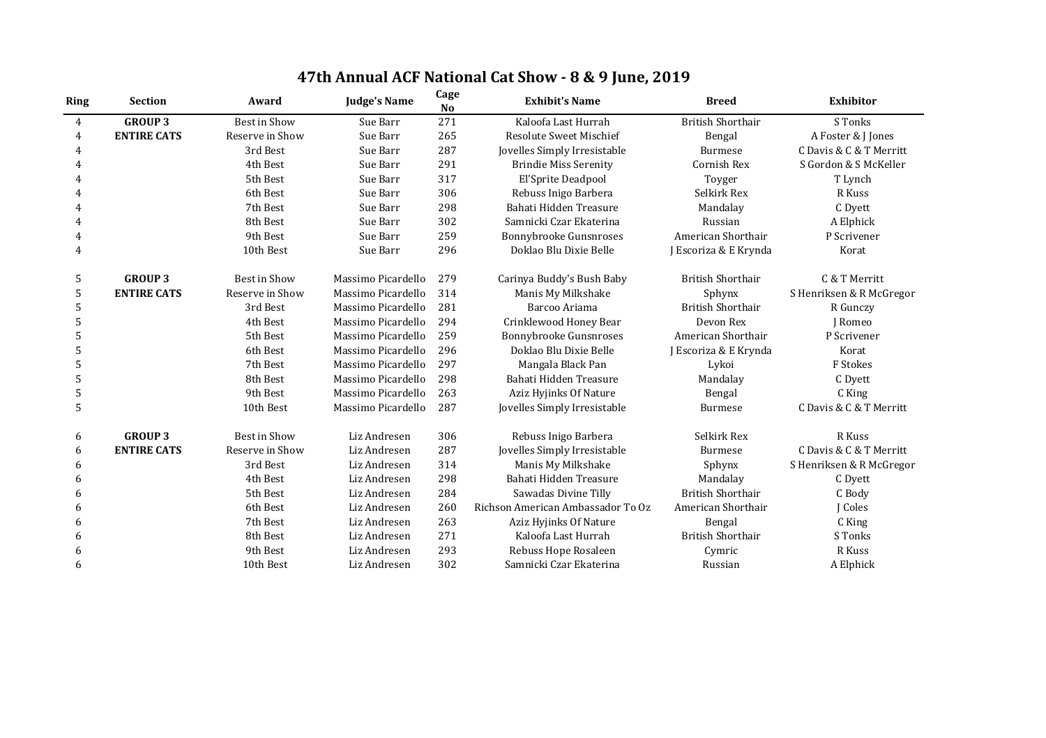# 47th Annual ACF National Cat Show - 8 & 9 June, 2019

| Ring | Section | Award | Judge's Name | Cage No | Exhibit's Name | Breed | Exhibitor |
|---|---|---|---|---|---|---|---|
| 4 | **GROUP 3** | Best in Show | Sue Barr | 271 | Kaloofa Last Hurrah | British Shorthair | S Tonks |
| 4 | **ENTIRE CATS** | Reserve in Show | Sue Barr | 265 | Resolute Sweet Mischief | Bengal | A Foster & J Jones |
| 4 | | 3rd Best | Sue Barr | 287 | Jovelles Simply Irresistable | Burmese | C Davis & C & T Merritt |
| 4 | | 4th Best | Sue Barr | 291 | Brindie Miss Serenity | Cornish Rex | S Gordon & S McKeller |
| 4 | | 5th Best | Sue Barr | 317 | El'Sprite Deadpool | Toyger | T Lynch |
| 4 | | 6th Best | Sue Barr | 306 | Rebuss Inigo Barbera | Selkirk Rex | R Kuss |
| 4 | | 7th Best | Sue Barr | 298 | Bahati Hidden Treasure | Mandalay | C Dyett |
| 4 | | 8th Best | Sue Barr | 302 | Samnicki Czar Ekaterina | Russian | A Elphick |
| 4 | | 9th Best | Sue Barr | 259 | Bonnybrooke Gunsnroses | American Shorthair | P Scrivener |
| 4 | | 10th Best | Sue Barr | 296 | Doklao Blu Dixie Belle | J Escoriza & E Krynda | Korat |
| 5 | **GROUP 3** | Best in Show | Massimo Picardello | 279 | Carinya Buddy's Bush Baby | British Shorthair | C & T Merritt |
| 5 | **ENTIRE CATS** | Reserve in Show | Massimo Picardello | 314 | Manis My Milkshake | Sphynx | S Henriksen & R McGregor |
| 5 | | 3rd Best | Massimo Picardello | 281 | Barcoo Ariama | British Shorthair | R Gunczy |
| 5 | | 4th Best | Massimo Picardello | 294 | Crinklewood Honey Bear | Devon Rex | J Romeo |
| 5 | | 5th Best | Massimo Picardello | 259 | Bonnybrooke Gunsnroses | American Shorthair | P Scrivener |
| 5 | | 6th Best | Massimo Picardello | 296 | Doklao Blu Dixie Belle | J Escoriza & E Krynda | Korat |
| 5 | | 7th Best | Massimo Picardello | 297 | Mangala Black Pan | Lykoi | F Stokes |
| 5 | | 8th Best | Massimo Picardello | 298 | Bahati Hidden Treasure | Mandalay | C Dyett |
| 5 | | 9th Best | Massimo Picardello | 263 | Aziz Hyjinks Of Nature | Bengal | C King |
| 5 | | 10th Best | Massimo Picardello | 287 | Jovelles Simply Irresistable | Burmese | C Davis & C & T Merritt |
| 6 | **GROUP 3** | Best in Show | Liz Andresen | 306 | Rebuss Inigo Barbera | Selkirk Rex | R Kuss |
| 6 | **ENTIRE CATS** | Reserve in Show | Liz Andresen | 287 | Jovelles Simply Irresistable | Burmese | C Davis & C & T Merritt |
| 6 | | 3rd Best | Liz Andresen | 314 | Manis My Milkshake | Sphynx | S Henriksen & R McGregor |
| 6 | | 4th Best | Liz Andresen | 298 | Bahati Hidden Treasure | Mandalay | C Dyett |
| 6 | | 5th Best | Liz Andresen | 284 | Sawadas Divine Tilly | British Shorthair | C Body |
| 6 | | 6th Best | Liz Andresen | 260 | Richson American Ambassador To Oz | American Shorthair | J Coles |
| 6 | | 7th Best | Liz Andresen | 263 | Aziz Hyjinks Of Nature | Bengal | C King |
| 6 | | 8th Best | Liz Andresen | 271 | Kaloofa Last Hurrah | British Shorthair | S Tonks |
| 6 | | 9th Best | Liz Andresen | 293 | Rebuss Hope Rosaleen | Cymric | R Kuss |
| 6 | | 10th Best | Liz Andresen | 302 | Samnicki Czar Ekaterina | Russian | A Elphick |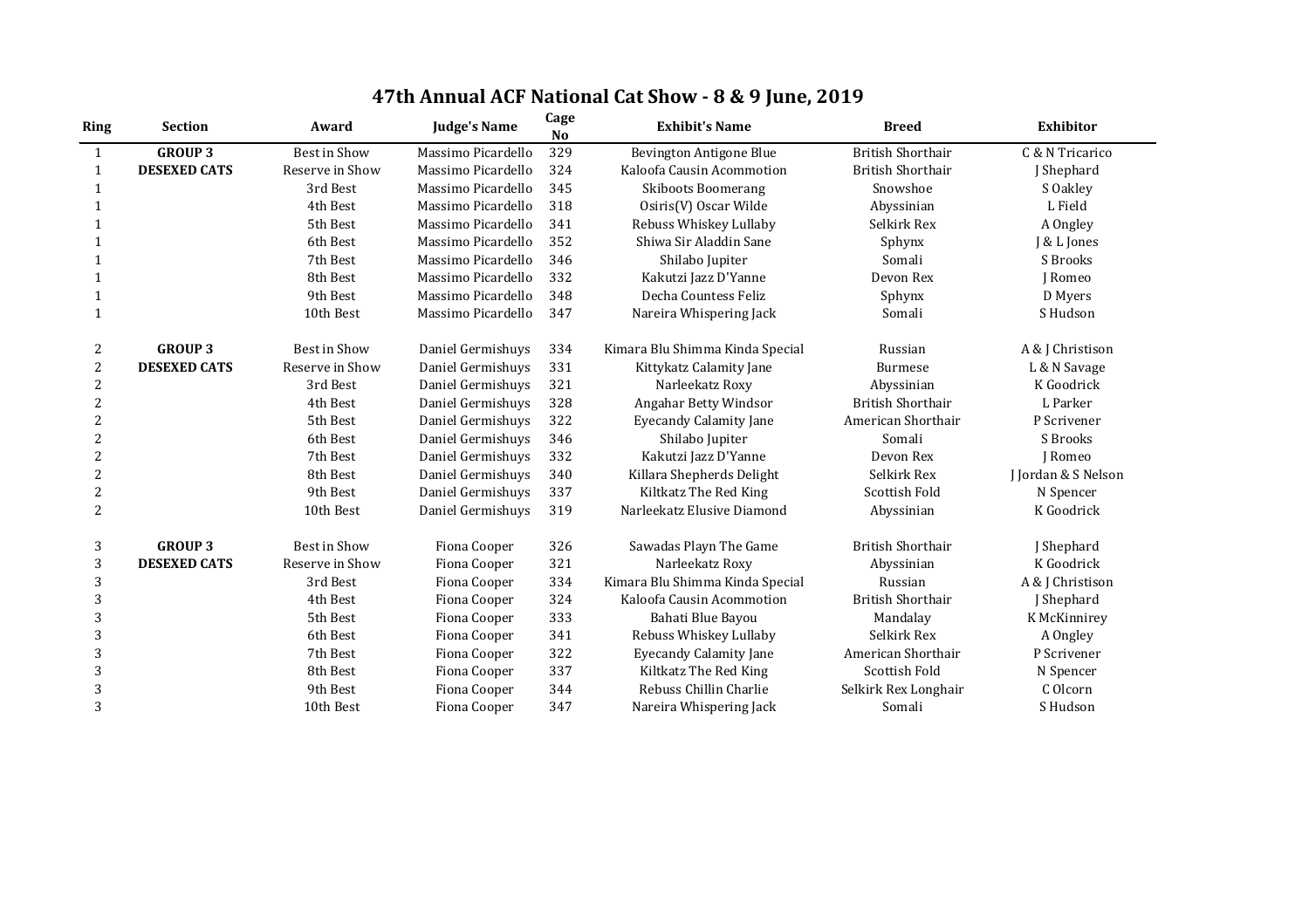# 47th Annual ACF National Cat Show - 8 & 9 June, 2019

| Ring | Section | Award | Judge's Name | Cage No | Exhibit's Name | Breed | Exhibitor |
|---|---|---|---|---|---|---|---|
| 1 | **GROUP 3** | Best in Show | Massimo Picardello | 329 | Bevington Antigone Blue | British Shorthair | C & N Tricarico |
| 1 | **DESEXED CATS** | Reserve in Show | Massimo Picardello | 324 | Kaloofa Causin Acommotion | British Shorthair | J Shephard |
| 1 | | 3rd Best | Massimo Picardello | 345 | Skiboots Boomerang | Snowshoe | S Oakley |
| 1 | | 4th Best | Massimo Picardello | 318 | Osiris(V) Oscar Wilde | Abyssinian | L Field |
| 1 | | 5th Best | Massimo Picardello | 341 | Rebuss Whiskey Lullaby | Selkirk Rex | A Ongley |
| 1 | | 6th Best | Massimo Picardello | 352 | Shiwa Sir Aladdin Sane | Sphynx | J & L Jones |
| 1 | | 7th Best | Massimo Picardello | 346 | Shilabo Jupiter | Somali | S Brooks |
| 1 | | 8th Best | Massimo Picardello | 332 | Kakutzi Jazz D'Yanne | Devon Rex | J Romeo |
| 1 | | 9th Best | Massimo Picardello | 348 | Decha Countess Feliz | Sphynx | D Myers |
| 1 | | 10th Best | Massimo Picardello | 347 | Nareira Whispering Jack | Somali | S Hudson |
| 2 | **GROUP 3** | Best in Show | Daniel Germishuys | 334 | Kimara Blu Shimma Kinda Special | Russian | A & J Christison |
| 2 | **DESEXED CATS** | Reserve in Show | Daniel Germishuys | 331 | Kittykatz Calamity Jane | Burmese | L & N Savage |
| 2 | | 3rd Best | Daniel Germishuys | 321 | Narleekatz Roxy | Abyssinian | K Goodrick |
| 2 | | 4th Best | Daniel Germishuys | 328 | Angahar Betty Windsor | British Shorthair | L Parker |
| 2 | | 5th Best | Daniel Germishuys | 322 | Eyecandy Calamity Jane | American Shorthair | P Scrivener |
| 2 | | 6th Best | Daniel Germishuys | 346 | Shilabo Jupiter | Somali | S Brooks |
| 2 | | 7th Best | Daniel Germishuys | 332 | Kakutzi Jazz D'Yanne | Devon Rex | J Romeo |
| 2 | | 8th Best | Daniel Germishuys | 340 | Killara Shepherds Delight | Selkirk Rex | J Jordan & S Nelson |
| 2 | | 9th Best | Daniel Germishuys | 337 | Kiltkatz The Red King | Scottish Fold | N Spencer |
| 2 | | 10th Best | Daniel Germishuys | 319 | Narleekatz Elusive Diamond | Abyssinian | K Goodrick |
| 3 | **GROUP 3** | Best in Show | Fiona Cooper | 326 | Sawadas Playn The Game | British Shorthair | J Shephard |
| 3 | **DESEXED CATS** | Reserve in Show | Fiona Cooper | 321 | Narleekatz Roxy | Abyssinian | K Goodrick |
| 3 | | 3rd Best | Fiona Cooper | 334 | Kimara Blu Shimma Kinda Special | Russian | A & J Christison |
| 3 | | 4th Best | Fiona Cooper | 324 | Kaloofa Causin Acommotion | British Shorthair | J Shephard |
| 3 | | 5th Best | Fiona Cooper | 333 | Bahati Blue Bayou | Mandalay | K McKinnirey |
| 3 | | 6th Best | Fiona Cooper | 341 | Rebuss Whiskey Lullaby | Selkirk Rex | A Ongley |
| 3 | | 7th Best | Fiona Cooper | 322 | Eyecandy Calamity Jane | American Shorthair | P Scrivener |
| 3 | | 8th Best | Fiona Cooper | 337 | Kiltkatz The Red King | Scottish Fold | N Spencer |
| 3 | | 9th Best | Fiona Cooper | 344 | Rebuss Chillin Charlie | Selkirk Rex Longhair | C Olcorn |
| 3 | | 10th Best | Fiona Cooper | 347 | Nareira Whispering Jack | Somali | S Hudson |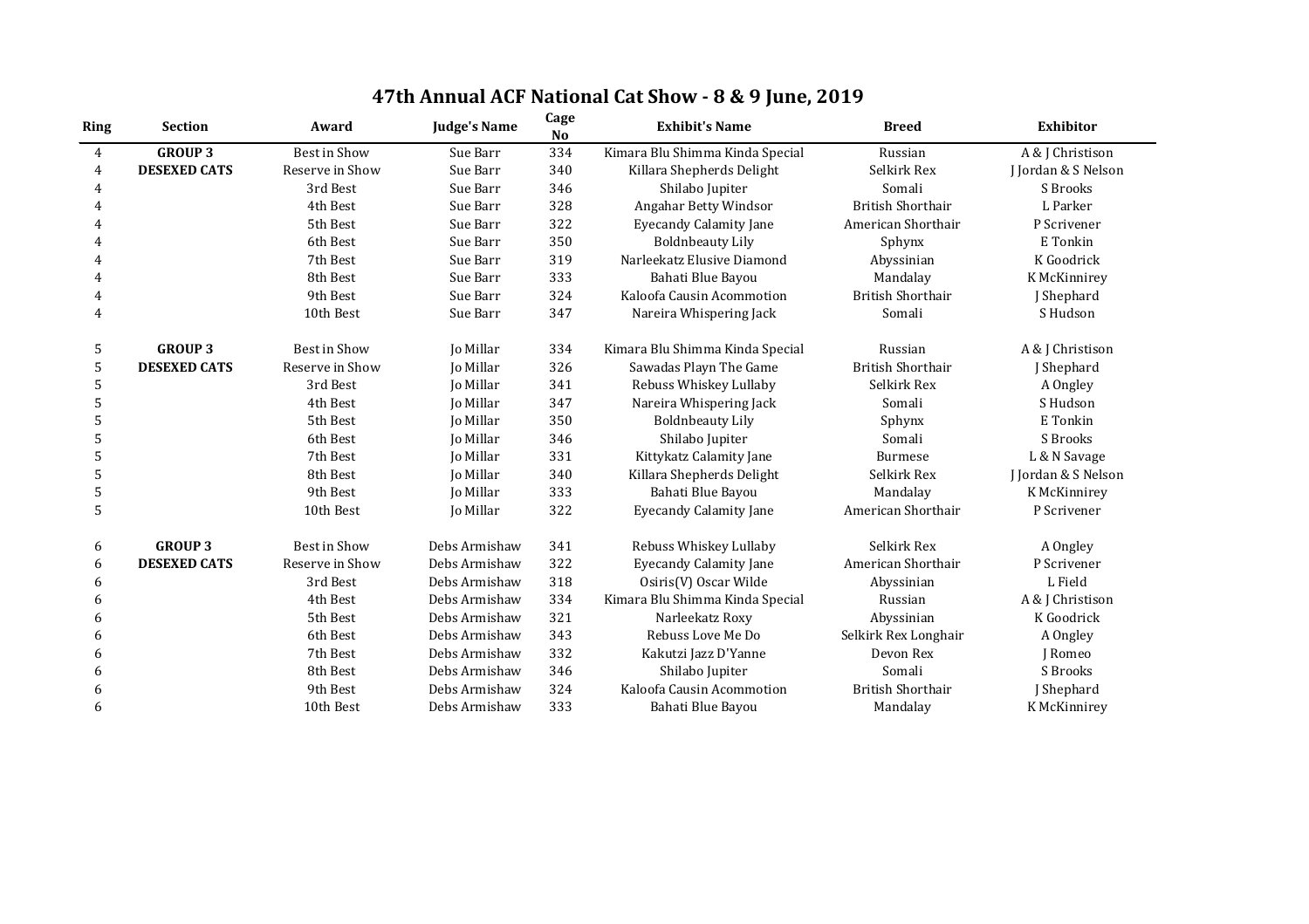# 47th Annual ACF National Cat Show - 8 & 9 June, 2019

| Ring | Section | Award | Judge's Name | Cage No | Exhibit's Name | Breed | Exhibitor |
|---|---|---|---|---|---|---|---|
| 4 | **GROUP 3** | Best in Show | Sue Barr | 334 | Kimara Blu Shimma Kinda Special | Russian | A & J Christison |
| 4 | **DESEXED CATS** | Reserve in Show | Sue Barr | 340 | Killara Shepherds Delight | Selkirk Rex | J Jordan & S Nelson |
| 4 | | 3rd Best | Sue Barr | 346 | Shilabo Jupiter | Somali | S Brooks |
| 4 | | 4th Best | Sue Barr | 328 | Angahar Betty Windsor | British Shorthair | L Parker |
| 4 | | 5th Best | Sue Barr | 322 | Eyecandy Calamity Jane | American Shorthair | P Scrivener |
| 4 | | 6th Best | Sue Barr | 350 | Boldnbeauty Lily | Sphynx | E Tonkin |
| 4 | | 7th Best | Sue Barr | 319 | Narleekatz Elusive Diamond | Abyssinian | K Goodrick |
| 4 | | 8th Best | Sue Barr | 333 | Bahati Blue Bayou | Mandalay | K McKinnirey |
| 4 | | 9th Best | Sue Barr | 324 | Kaloofa Causin Acommotion | British Shorthair | J Shephard |
| 4 | | 10th Best | Sue Barr | 347 | Nareira Whispering Jack | Somali | S Hudson |
| 5 | **GROUP 3** | Best in Show | Jo Millar | 334 | Kimara Blu Shimma Kinda Special | Russian | A & J Christison |
| 5 | **DESEXED CATS** | Reserve in Show | Jo Millar | 326 | Sawadas Playn The Game | British Shorthair | J Shephard |
| 5 | | 3rd Best | Jo Millar | 341 | Rebuss Whiskey Lullaby | Selkirk Rex | A Ongley |
| 5 | | 4th Best | Jo Millar | 347 | Nareira Whispering Jack | Somali | S Hudson |
| 5 | | 5th Best | Jo Millar | 350 | Boldnbeauty Lily | Sphynx | E Tonkin |
| 5 | | 6th Best | Jo Millar | 346 | Shilabo Jupiter | Somali | S Brooks |
| 5 | | 7th Best | Jo Millar | 331 | Kittykatz Calamity Jane | Burmese | L & N Savage |
| 5 | | 8th Best | Jo Millar | 340 | Killara Shepherds Delight | Selkirk Rex | J Jordan & S Nelson |
| 5 | | 9th Best | Jo Millar | 333 | Bahati Blue Bayou | Mandalay | K McKinnirey |
| 5 | | 10th Best | Jo Millar | 322 | Eyecandy Calamity Jane | American Shorthair | P Scrivener |
| 6 | **GROUP 3** | Best in Show | Debs Armishaw | 341 | Rebuss Whiskey Lullaby | Selkirk Rex | A Ongley |
| 6 | **DESEXED CATS** | Reserve in Show | Debs Armishaw | 322 | Eyecandy Calamity Jane | American Shorthair | P Scrivener |
| 6 | | 3rd Best | Debs Armishaw | 318 | Osiris(V) Oscar Wilde | Abyssinian | L Field |
| 6 | | 4th Best | Debs Armishaw | 334 | Kimara Blu Shimma Kinda Special | Russian | A & J Christison |
| 6 | | 5th Best | Debs Armishaw | 321 | Narleekatz Roxy | Abyssinian | K Goodrick |
| 6 | | 6th Best | Debs Armishaw | 343 | Rebuss Love Me Do | Selkirk Rex Longhair | A Ongley |
| 6 | | 7th Best | Debs Armishaw | 332 | Kakutzi Jazz D'Yanne | Devon Rex | J Romeo |
| 6 | | 8th Best | Debs Armishaw | 346 | Shilabo Jupiter | Somali | S Brooks |
| 6 | | 9th Best | Debs Armishaw | 324 | Kaloofa Causin Acommotion | British Shorthair | J Shephard |
| 6 | | 10th Best | Debs Armishaw | 333 | Bahati Blue Bayou | Mandalay | K McKinnirey |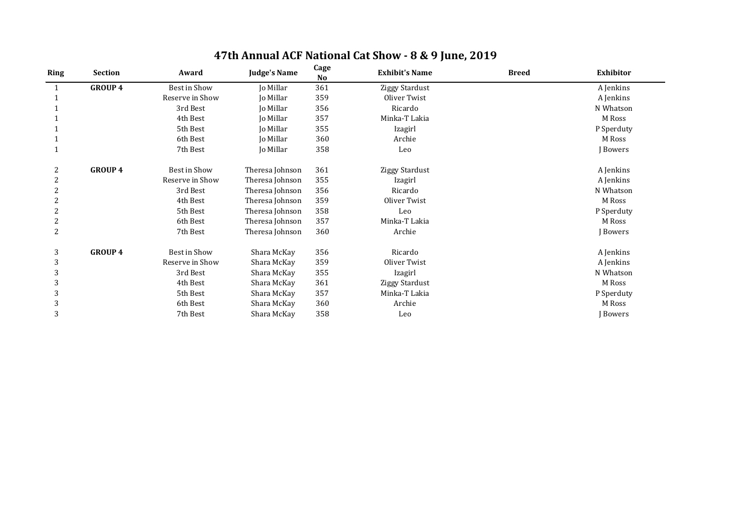# 47th Annual ACF National Cat Show - 8 & 9 June, 2019

| Ring | Section | Award | Judge's Name | Cage No | Exhibit's Name | Breed | Exhibitor |
|---|---|---|---|---|---|---|---|
| 1 | **GROUP 4** | Best in Show | Jo Millar | 361 | Ziggy Stardust | | A Jenkins |
| 1 | | Reserve in Show | Jo Millar | 359 | Oliver Twist | | A Jenkins |
| 1 | | 3rd Best | Jo Millar | 356 | Ricardo | | N Whatson |
| 1 | | 4th Best | Jo Millar | 357 | Minka-T Lakia | | M Ross |
| 1 | | 5th Best | Jo Millar | 355 | Izagirl | | P Sperduty |
| 1 | | 6th Best | Jo Millar | 360 | Archie | | M Ross |
| 1 | | 7th Best | Jo Millar | 358 | Leo | | J Bowers |
| | | | | | | | |
| 2 | **GROUP 4** | Best in Show | Theresa Johnson | 361 | Ziggy Stardust | | A Jenkins |
| 2 | | Reserve in Show | Theresa Johnson | 355 | Izagirl | | A Jenkins |
| 2 | | 3rd Best | Theresa Johnson | 356 | Ricardo | | N Whatson |
| 2 | | 4th Best | Theresa Johnson | 359 | Oliver Twist | | M Ross |
| 2 | | 5th Best | Theresa Johnson | 358 | Leo | | P Sperduty |
| 2 | | 6th Best | Theresa Johnson | 357 | Minka-T Lakia | | M Ross |
| 2 | | 7th Best | Theresa Johnson | 360 | Archie | | J Bowers |
| | | | | | | | |
| 3 | **GROUP 4** | Best in Show | Shara McKay | 356 | Ricardo | | A Jenkins |
| 3 | | Reserve in Show | Shara McKay | 359 | Oliver Twist | | A Jenkins |
| 3 | | 3rd Best | Shara McKay | 355 | Izagirl | | N Whatson |
| 3 | | 4th Best | Shara McKay | 361 | Ziggy Stardust | | M Ross |
| 3 | | 5th Best | Shara McKay | 357 | Minka-T Lakia | | P Sperduty |
| 3 | | 6th Best | Shara McKay | 360 | Archie | | M Ross |
| 3 | | 7th Best | Shara McKay | 358 | Leo | | J Bowers |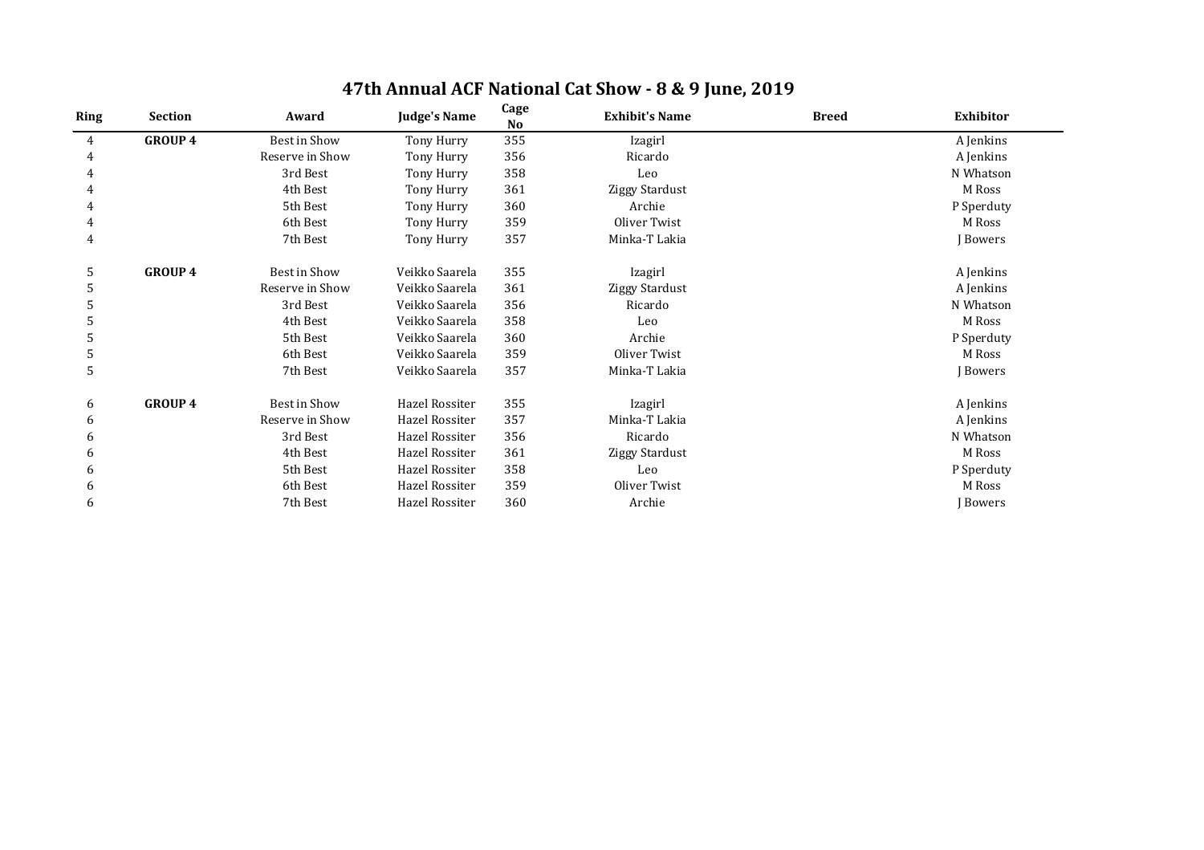# 47th Annual ACF National Cat Show - 8 & 9 June, 2019

| Ring | Section | Award | Judge's Name | Cage No | Exhibit's Name | Breed | Exhibitor |
|---|---|---|---|---|---|---|---|
| 4 | **GROUP 4** | Best in Show | Tony Hurry | 355 | Izagirl | | A Jenkins |
| 4 | | Reserve in Show | Tony Hurry | 356 | Ricardo | | A Jenkins |
| 4 | | 3rd Best | Tony Hurry | 358 | Leo | | N Whatson |
| 4 | | 4th Best | Tony Hurry | 361 | Ziggy Stardust | | M Ross |
| 4 | | 5th Best | Tony Hurry | 360 | Archie | | P Sperduty |
| 4 | | 6th Best | Tony Hurry | 359 | Oliver Twist | | M Ross |
| 4 | | 7th Best | Tony Hurry | 357 | Minka-T Lakia | | J Bowers |
| | | | | | | | |
| 5 | **GROUP 4** | Best in Show | Veikko Saarela | 355 | Izagirl | | A Jenkins |
| 5 | | Reserve in Show | Veikko Saarela | 361 | Ziggy Stardust | | A Jenkins |
| 5 | | 3rd Best | Veikko Saarela | 356 | Ricardo | | N Whatson |
| 5 | | 4th Best | Veikko Saarela | 358 | Leo | | M Ross |
| 5 | | 5th Best | Veikko Saarela | 360 | Archie | | P Sperduty |
| 5 | | 6th Best | Veikko Saarela | 359 | Oliver Twist | | M Ross |
| 5 | | 7th Best | Veikko Saarela | 357 | Minka-T Lakia | | J Bowers |
| | | | | | | | |
| 6 | **GROUP 4** | Best in Show | Hazel Rossiter | 355 | Izagirl | | A Jenkins |
| 6 | | Reserve in Show | Hazel Rossiter | 357 | Minka-T Lakia | | A Jenkins |
| 6 | | 3rd Best | Hazel Rossiter | 356 | Ricardo | | N Whatson |
| 6 | | 4th Best | Hazel Rossiter | 361 | Ziggy Stardust | | M Ross |
| 6 | | 5th Best | Hazel Rossiter | 358 | Leo | | P Sperduty |
| 6 | | 6th Best | Hazel Rossiter | 359 | Oliver Twist | | M Ross |
| 6 | | 7th Best | Hazel Rossiter | 360 | Archie | | J Bowers |